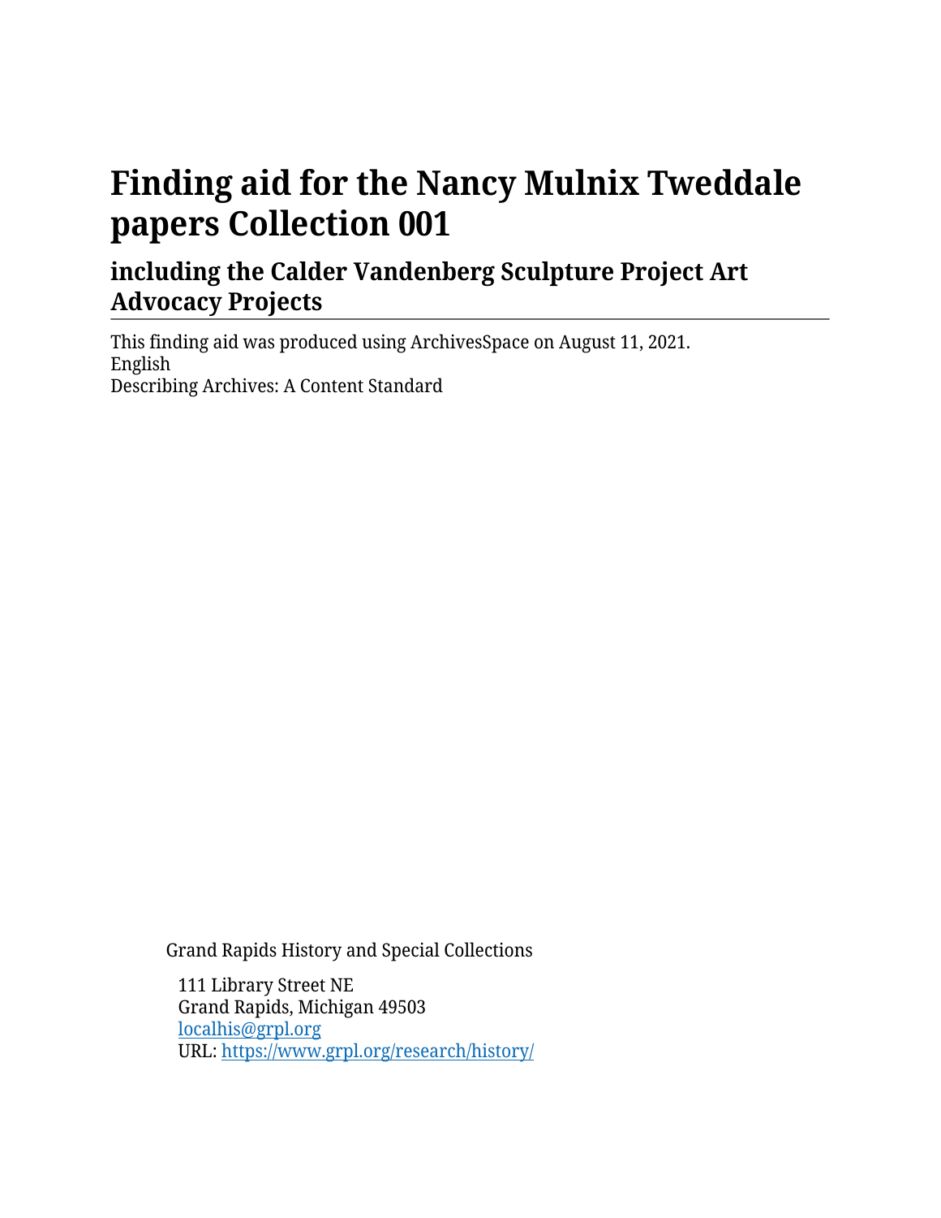# Finding aid for the Nancy Mulnix Tweddale papers Collection 001

## including the Calder Vandenberg Sculpture Project Art Advocacy Projects

This finding aid was produced using ArchivesSpace on August 11, 2021.
English
Describing Archives: A Content Standard

Grand Rapids History and Special Collections

111 Library Street NE
Grand Rapids, Michigan 49503
[localhis@grpl.org](mailto:localhis@grpl.org)
URL: [https://www.grpl.org/research/history/](https://www.grpl.org/research/history/)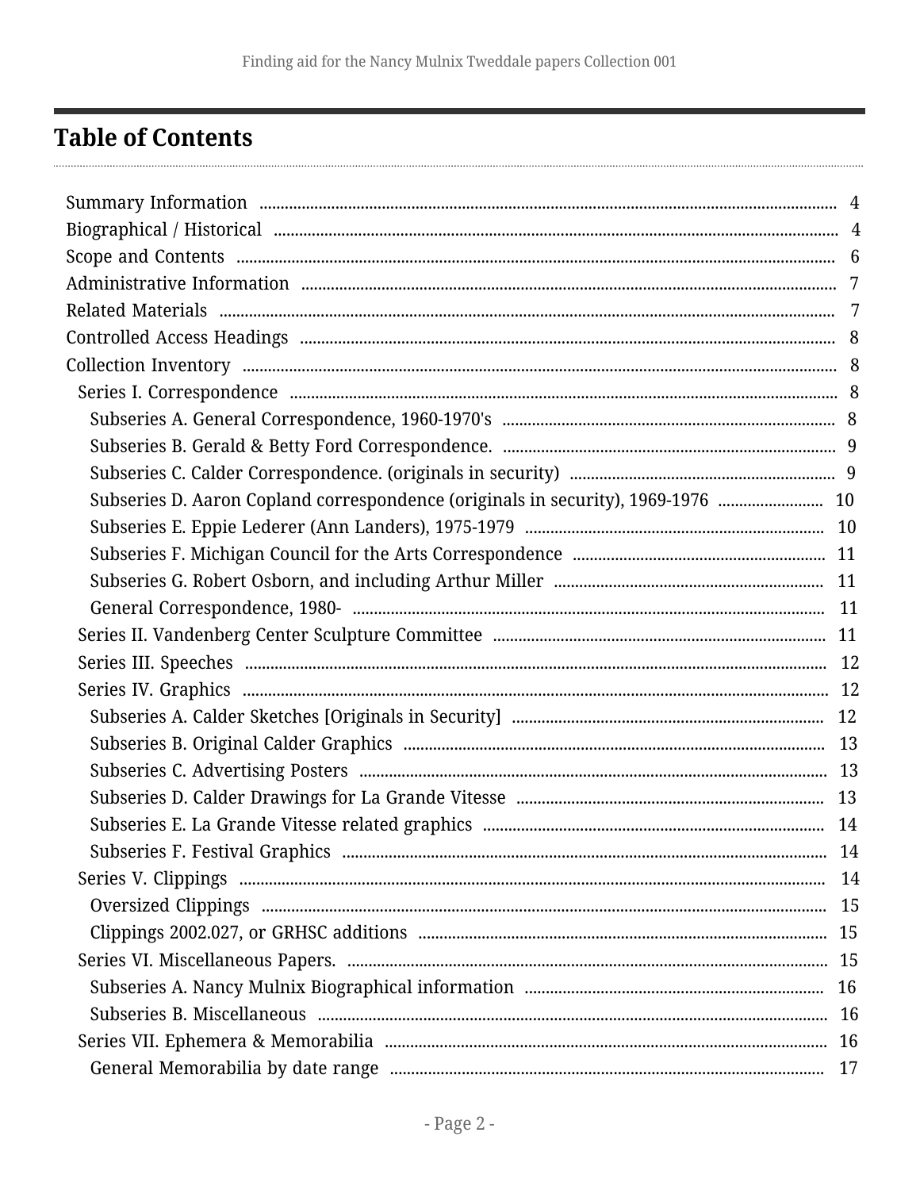## Table of Contents

- Summary Information ..... 4
- Biographical / Historical ..... 4
- Scope and Contents ..... 6
- Administrative Information ..... 7
- Related Materials ..... 7
- Controlled Access Headings ..... 8
- Collection Inventory ..... 8
  - Series I. Correspondence ..... 8
    - Subseries A. General Correspondence, 1960-1970's ..... 8
    - Subseries B. Gerald & Betty Ford Correspondence. ..... 9
    - Subseries C. Calder Correspondence. (originals in security) ..... 9
    - Subseries D. Aaron Copland correspondence (originals in security), 1969-1976 ..... 10
    - Subseries E. Eppie Lederer (Ann Landers), 1975-1979 ..... 10
    - Subseries F. Michigan Council for the Arts Correspondence ..... 11
    - Subseries G. Robert Osborn, and including Arthur Miller ..... 11
    - General Correspondence, 1980- ..... 11
  - Series II. Vandenberg Center Sculpture Committee ..... 11
  - Series III. Speeches ..... 12
  - Series IV. Graphics ..... 12
    - Subseries A. Calder Sketches [Originals in Security] ..... 12
    - Subseries B. Original Calder Graphics ..... 13
    - Subseries C. Advertising Posters ..... 13
    - Subseries D. Calder Drawings for La Grande Vitesse ..... 13
    - Subseries E. La Grande Vitesse related graphics ..... 14
    - Subseries F. Festival Graphics ..... 14
  - Series V. Clippings ..... 14
    - Oversized Clippings ..... 15
    - Clippings 2002.027, or GRHSC additions ..... 15
  - Series VI. Miscellaneous Papers. ..... 15
    - Subseries A. Nancy Mulnix Biographical information ..... 16
    - Subseries B. Miscellaneous ..... 16
  - Series VII. Ephemera & Memorabilia ..... 16
    - General Memorabilia by date range ..... 17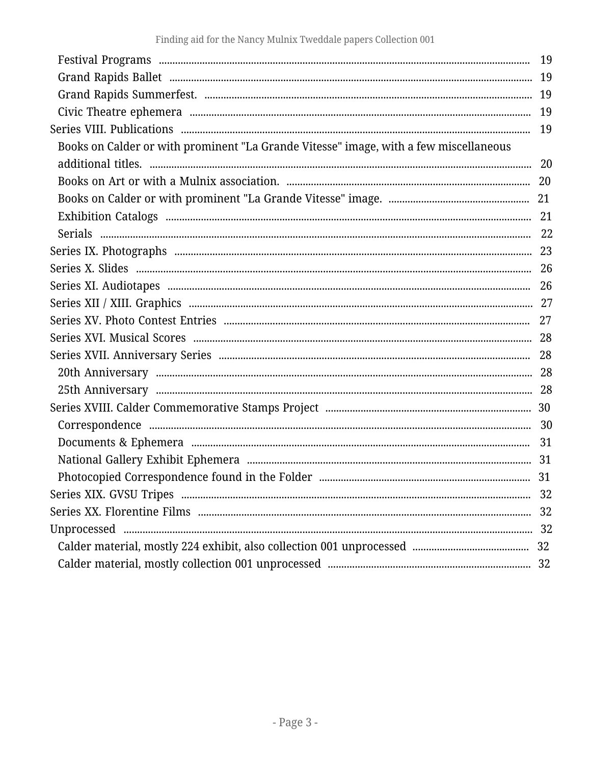- Festival Programs ........ 19
- Grand Rapids Ballet ........ 19
- Grand Rapids Summerfest. ........ 19
- Civic Theatre ephemera ........ 19

Series VIII. Publications ........ 19

- Books on Calder or with prominent "La Grande Vitesse" image, with a few miscellaneous additional titles. ........ 20
- Books on Art or with a Mulnix association. ........ 20
- Books on Calder or with prominent "La Grande Vitesse" image. ........ 21
- Exhibition Catalogs ........ 21
- Serials ........ 22

Series IX. Photographs ........ 23

Series X. Slides ........ 26

Series XI. Audiotapes ........ 26

Series XII / XIII. Graphics ........ 27

Series XV. Photo Contest Entries ........ 27

Series XVI. Musical Scores ........ 28

Series XVII. Anniversary Series ........ 28

- 20th Anniversary ........ 28
- 25th Anniversary ........ 28

Series XVIII. Calder Commemorative Stamps Project ........ 30

- Correspondence ........ 30
- Documents & Ephemera ........ 31
- National Gallery Exhibit Ephemera ........ 31
- Photocopied Correspondence found in the Folder ........ 31

Series XIX. GVSU Tripes ........ 32

Series XX. Florentine Films ........ 32

Unprocessed ........ 32

- Calder material, mostly 224 exhibit, also collection 001 unprocessed ........ 32
- Calder material, mostly collection 001 unprocessed ........ 32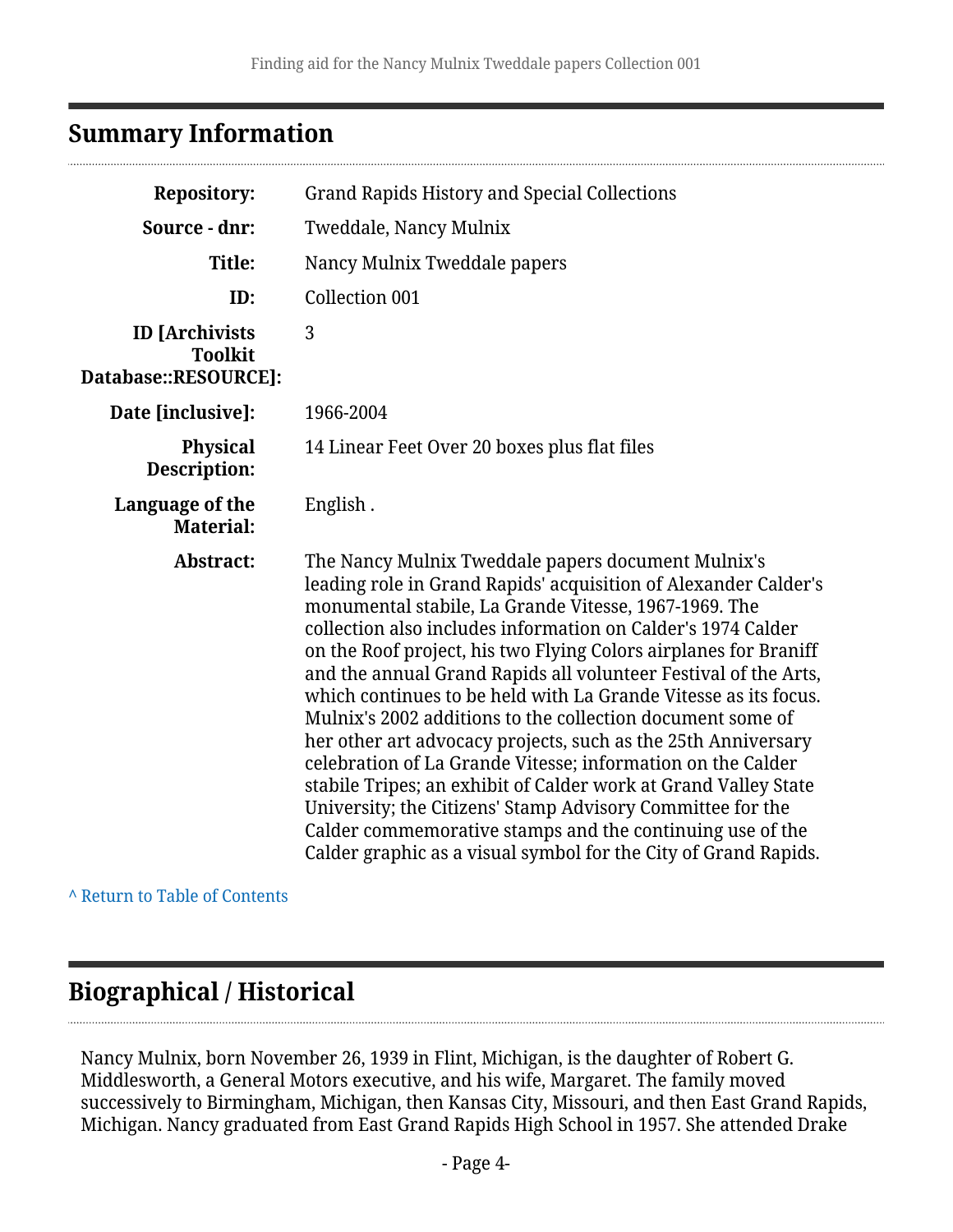## Summary Information

| | |
|---|---|
| **Repository:** | Grand Rapids History and Special Collections |
| **Source - dnr:** | Tweddale, Nancy Mulnix |
| **Title:** | Nancy Mulnix Tweddale papers |
| **ID:** | Collection 001 |
| **ID [Archivists Toolkit Database::RESOURCE]:** | 3 |
| **Date [inclusive]:** | 1966-2004 |
| **Physical Description:** | 14 Linear Feet Over 20 boxes plus flat files |
| **Language of the Material:** | English . |
| **Abstract:** | The Nancy Mulnix Tweddale papers document Mulnix's leading role in Grand Rapids' acquisition of Alexander Calder's monumental stabile, La Grande Vitesse, 1967-1969. The collection also includes information on Calder's 1974 Calder on the Roof project, his two Flying Colors airplanes for Braniff and the annual Grand Rapids all volunteer Festival of the Arts, which continues to be held with La Grande Vitesse as its focus. Mulnix's 2002 additions to the collection document some of her other art advocacy projects, such as the 25th Anniversary celebration of La Grande Vitesse; information on the Calder stabile Tripes; an exhibit of Calder work at Grand Valley State University; the Citizens' Stamp Advisory Committee for the Calder commemorative stamps and the continuing use of the Calder graphic as a visual symbol for the City of Grand Rapids. |

^ Return to Table of Contents

## Biographical / Historical

Nancy Mulnix, born November 26, 1939 in Flint, Michigan, is the daughter of Robert G. Middlesworth, a General Motors executive, and his wife, Margaret. The family moved successively to Birmingham, Michigan, then Kansas City, Missouri, and then East Grand Rapids, Michigan. Nancy graduated from East Grand Rapids High School in 1957. She attended Drake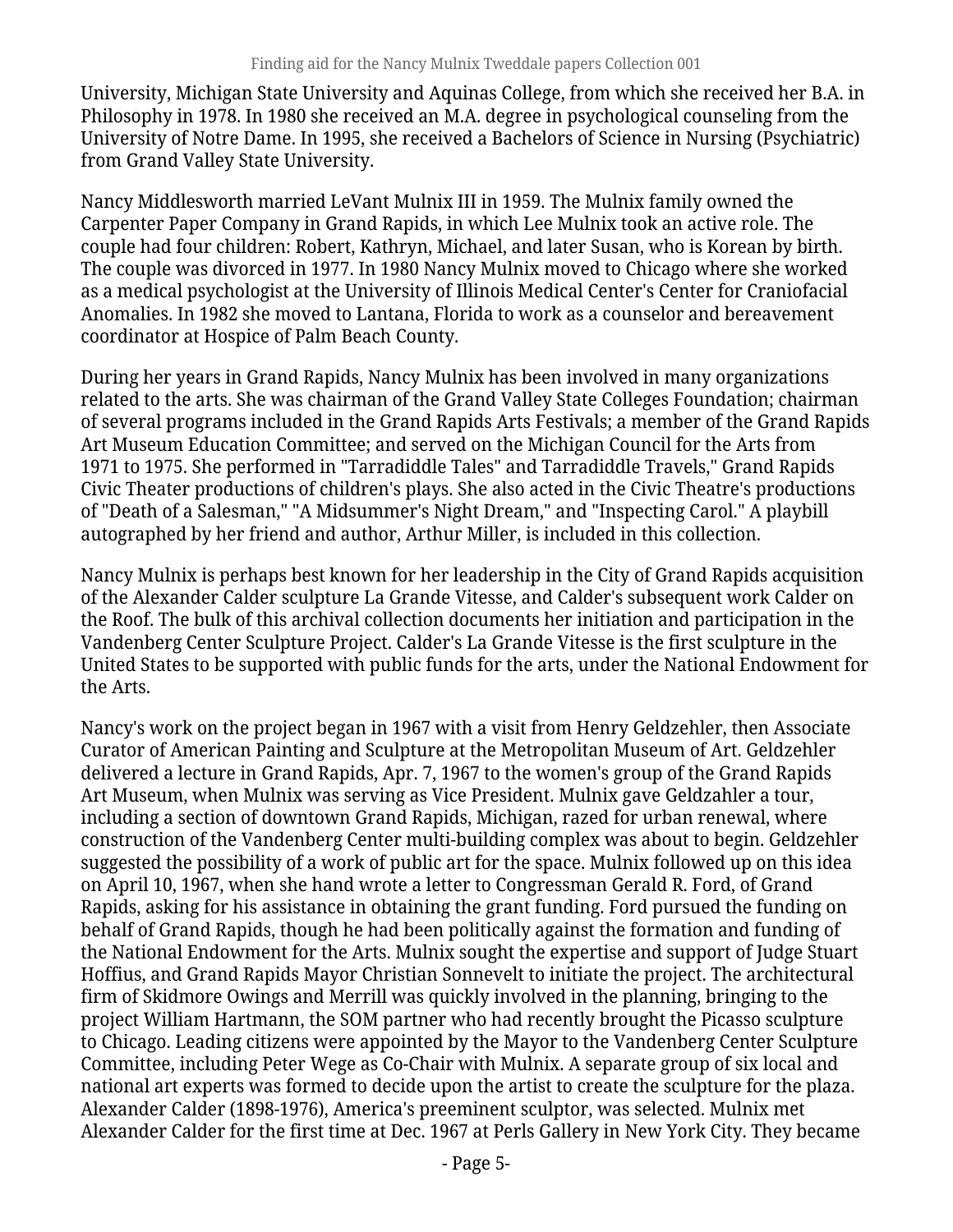University, Michigan State University and Aquinas College, from which she received her B.A. in Philosophy in 1978. In 1980 she received an M.A. degree in psychological counseling from the University of Notre Dame. In 1995, she received a Bachelors of Science in Nursing (Psychiatric) from Grand Valley State University.

Nancy Middlesworth married LeVant Mulnix III in 1959. The Mulnix family owned the Carpenter Paper Company in Grand Rapids, in which Lee Mulnix took an active role. The couple had four children: Robert, Kathryn, Michael, and later Susan, who is Korean by birth. The couple was divorced in 1977. In 1980 Nancy Mulnix moved to Chicago where she worked as a medical psychologist at the University of Illinois Medical Center's Center for Craniofacial Anomalies. In 1982 she moved to Lantana, Florida to work as a counselor and bereavement coordinator at Hospice of Palm Beach County.

During her years in Grand Rapids, Nancy Mulnix has been involved in many organizations related to the arts. She was chairman of the Grand Valley State Colleges Foundation; chairman of several programs included in the Grand Rapids Arts Festivals; a member of the Grand Rapids Art Museum Education Committee; and served on the Michigan Council for the Arts from 1971 to 1975. She performed in "Tarradiddle Tales" and Tarradiddle Travels," Grand Rapids Civic Theater productions of children's plays. She also acted in the Civic Theatre's productions of "Death of a Salesman," "A Midsummer's Night Dream," and "Inspecting Carol." A playbill autographed by her friend and author, Arthur Miller, is included in this collection.

Nancy Mulnix is perhaps best known for her leadership in the City of Grand Rapids acquisition of the Alexander Calder sculpture La Grande Vitesse, and Calder's subsequent work Calder on the Roof. The bulk of this archival collection documents her initiation and participation in the Vandenberg Center Sculpture Project. Calder's La Grande Vitesse is the first sculpture in the United States to be supported with public funds for the arts, under the National Endowment for the Arts.

Nancy's work on the project began in 1967 with a visit from Henry Geldzehler, then Associate Curator of American Painting and Sculpture at the Metropolitan Museum of Art. Geldzehler delivered a lecture in Grand Rapids, Apr. 7, 1967 to the women's group of the Grand Rapids Art Museum, when Mulnix was serving as Vice President. Mulnix gave Geldzahler a tour, including a section of downtown Grand Rapids, Michigan, razed for urban renewal, where construction of the Vandenberg Center multi-building complex was about to begin. Geldzehler suggested the possibility of a work of public art for the space. Mulnix followed up on this idea on April 10, 1967, when she hand wrote a letter to Congressman Gerald R. Ford, of Grand Rapids, asking for his assistance in obtaining the grant funding. Ford pursued the funding on behalf of Grand Rapids, though he had been politically against the formation and funding of the National Endowment for the Arts. Mulnix sought the expertise and support of Judge Stuart Hoffius, and Grand Rapids Mayor Christian Sonnevelt to initiate the project. The architectural firm of Skidmore Owings and Merrill was quickly involved in the planning, bringing to the project William Hartmann, the SOM partner who had recently brought the Picasso sculpture to Chicago. Leading citizens were appointed by the Mayor to the Vandenberg Center Sculpture Committee, including Peter Wege as Co-Chair with Mulnix. A separate group of six local and national art experts was formed to decide upon the artist to create the sculpture for the plaza. Alexander Calder (1898-1976), America's preeminent sculptor, was selected. Mulnix met Alexander Calder for the first time at Dec. 1967 at Perls Gallery in New York City. They became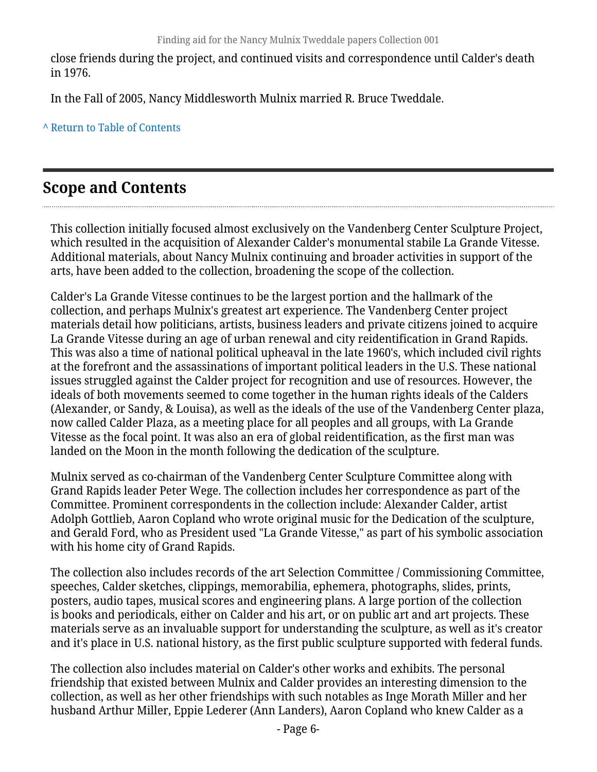close friends during the project, and continued visits and correspondence until Calder's death in 1976.

In the Fall of 2005, Nancy Middlesworth Mulnix married R. Bruce Tweddale.

^ Return to Table of Contents

## Scope and Contents

This collection initially focused almost exclusively on the Vandenberg Center Sculpture Project, which resulted in the acquisition of Alexander Calder's monumental stabile La Grande Vitesse. Additional materials, about Nancy Mulnix continuing and broader activities in support of the arts, have been added to the collection, broadening the scope of the collection.

Calder's La Grande Vitesse continues to be the largest portion and the hallmark of the collection, and perhaps Mulnix's greatest art experience. The Vandenberg Center project materials detail how politicians, artists, business leaders and private citizens joined to acquire La Grande Vitesse during an age of urban renewal and city reidentification in Grand Rapids. This was also a time of national political upheaval in the late 1960's, which included civil rights at the forefront and the assassinations of important political leaders in the U.S. These national issues struggled against the Calder project for recognition and use of resources. However, the ideals of both movements seemed to come together in the human rights ideals of the Calders (Alexander, or Sandy, & Louisa), as well as the ideals of the use of the Vandenberg Center plaza, now called Calder Plaza, as a meeting place for all peoples and all groups, with La Grande Vitesse as the focal point. It was also an era of global reidentification, as the first man was landed on the Moon in the month following the dedication of the sculpture.

Mulnix served as co-chairman of the Vandenberg Center Sculpture Committee along with Grand Rapids leader Peter Wege. The collection includes her correspondence as part of the Committee. Prominent correspondents in the collection include: Alexander Calder, artist Adolph Gottlieb, Aaron Copland who wrote original music for the Dedication of the sculpture, and Gerald Ford, who as President used "La Grande Vitesse," as part of his symbolic association with his home city of Grand Rapids.

The collection also includes records of the art Selection Committee / Commissioning Committee, speeches, Calder sketches, clippings, memorabilia, ephemera, photographs, slides, prints, posters, audio tapes, musical scores and engineering plans. A large portion of the collection is books and periodicals, either on Calder and his art, or on public art and art projects. These materials serve as an invaluable support for understanding the sculpture, as well as it's creator and it's place in U.S. national history, as the first public sculpture supported with federal funds.

The collection also includes material on Calder's other works and exhibits. The personal friendship that existed between Mulnix and Calder provides an interesting dimension to the collection, as well as her other friendships with such notables as Inge Morath Miller and her husband Arthur Miller, Eppie Lederer (Ann Landers), Aaron Copland who knew Calder as a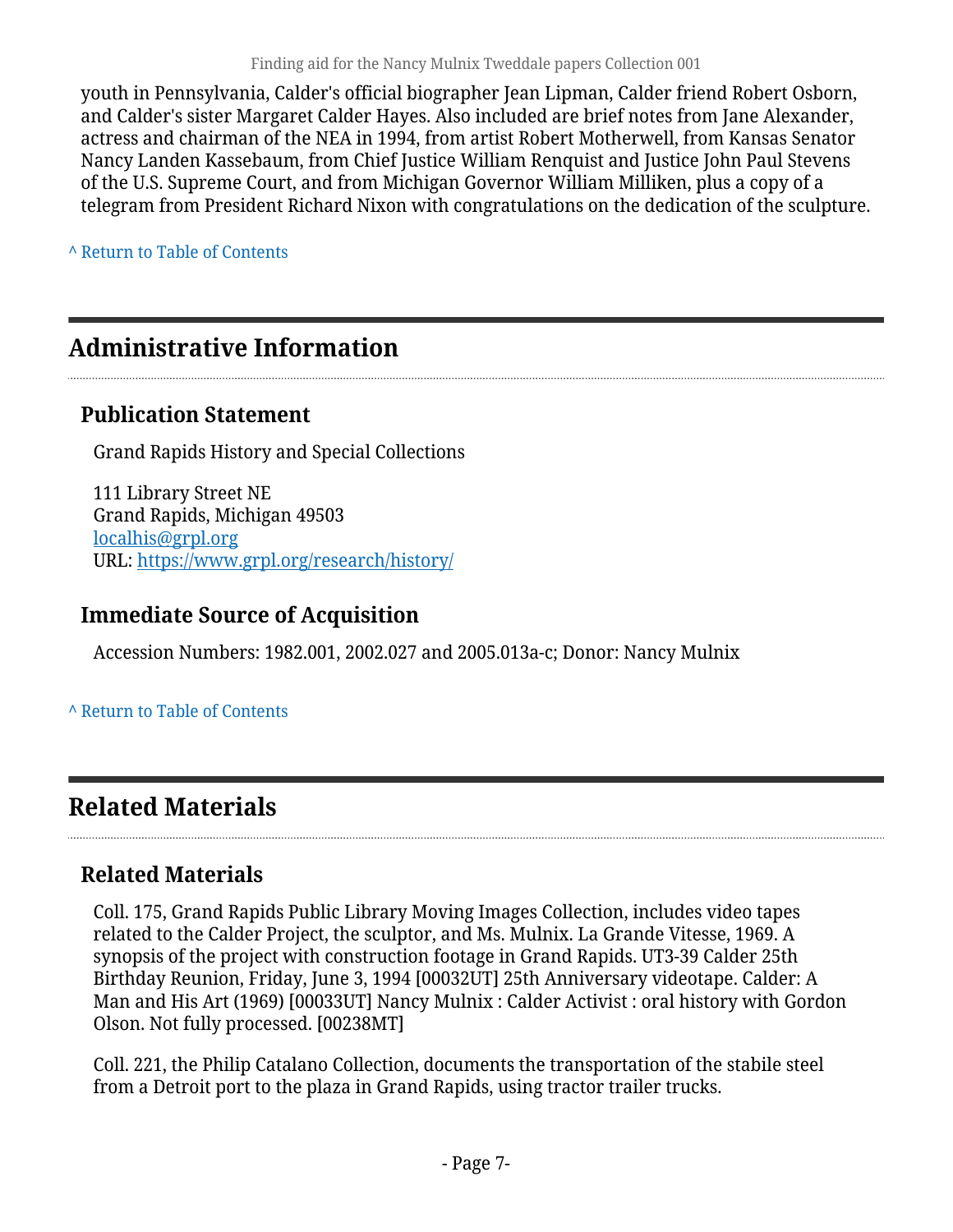youth in Pennsylvania, Calder's official biographer Jean Lipman, Calder friend Robert Osborn, and Calder's sister Margaret Calder Hayes. Also included are brief notes from Jane Alexander, actress and chairman of the NEA in 1994, from artist Robert Motherwell, from Kansas Senator Nancy Landen Kassebaum, from Chief Justice William Renquist and Justice John Paul Stevens of the U.S. Supreme Court, and from Michigan Governor William Milliken, plus a copy of a telegram from President Richard Nixon with congratulations on the dedication of the sculpture.

^ Return to Table of Contents

## Administrative Information

### Publication Statement

Grand Rapids History and Special Collections

111 Library Street NE
Grand Rapids, Michigan 49503
localhis@grpl.org
URL: https://www.grpl.org/research/history/

### Immediate Source of Acquisition

Accession Numbers: 1982.001, 2002.027 and 2005.013a-c; Donor: Nancy Mulnix

^ Return to Table of Contents

## Related Materials

### Related Materials

Coll. 175, Grand Rapids Public Library Moving Images Collection, includes video tapes related to the Calder Project, the sculptor, and Ms. Mulnix. La Grande Vitesse, 1969. A synopsis of the project with construction footage in Grand Rapids. UT3-39 Calder 25th Birthday Reunion, Friday, June 3, 1994 [00032UT] 25th Anniversary videotape. Calder: A Man and His Art (1969) [00033UT] Nancy Mulnix : Calder Activist : oral history with Gordon Olson. Not fully processed. [00238MT]

Coll. 221, the Philip Catalano Collection, documents the transportation of the stabile steel from a Detroit port to the plaza in Grand Rapids, using tractor trailer trucks.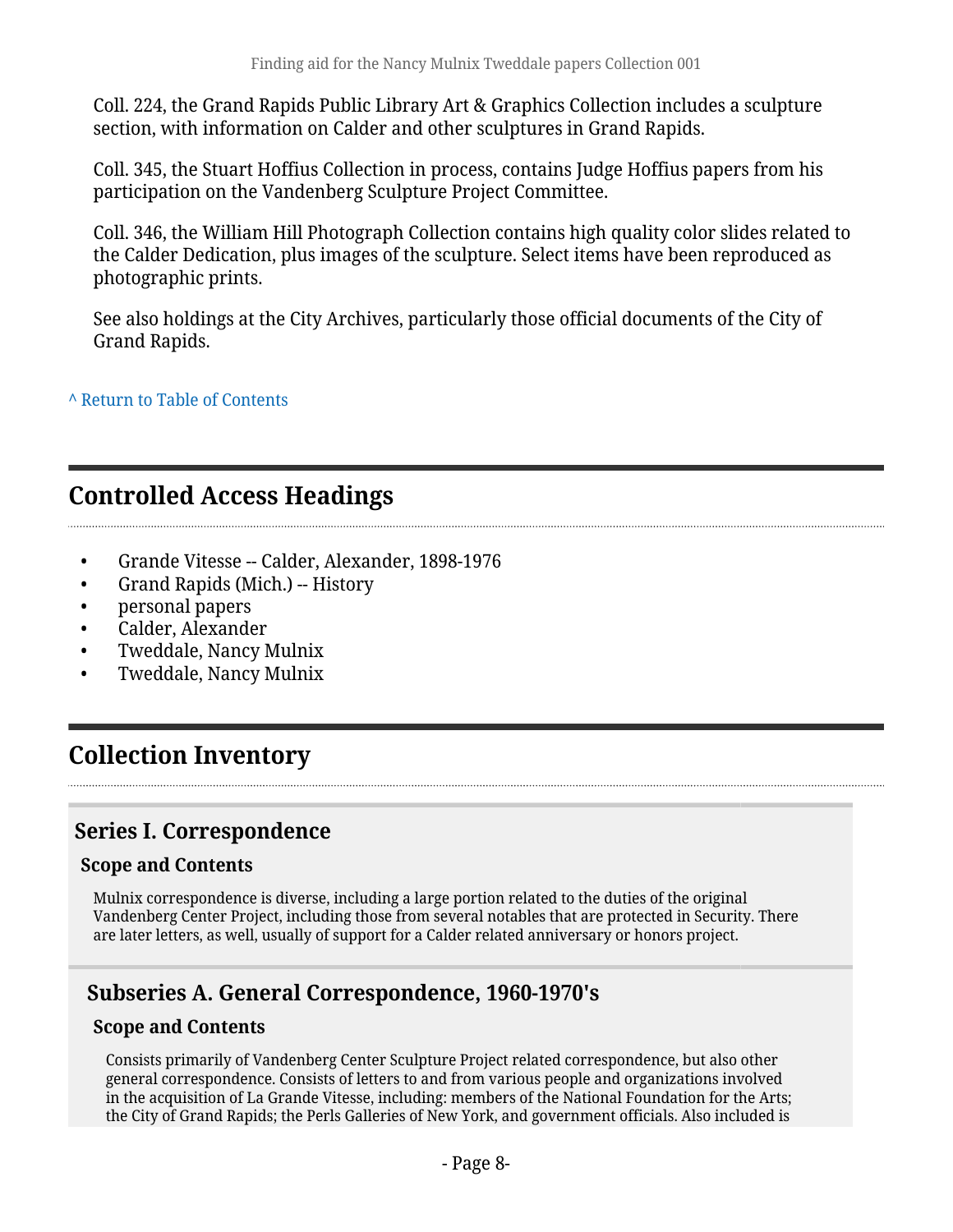Coll. 224, the Grand Rapids Public Library Art & Graphics Collection includes a sculpture section, with information on Calder and other sculptures in Grand Rapids.

Coll. 345, the Stuart Hoffius Collection in process, contains Judge Hoffius papers from his participation on the Vandenberg Sculpture Project Committee.

Coll. 346, the William Hill Photograph Collection contains high quality color slides related to the Calder Dedication, plus images of the sculpture. Select items have been reproduced as photographic prints.

See also holdings at the City Archives, particularly those official documents of the City of Grand Rapids.

^ Return to Table of Contents

## Controlled Access Headings

- Grande Vitesse -- Calder, Alexander, 1898-1976
- Grand Rapids (Mich.) -- History
- personal papers
- Calder, Alexander
- Tweddale, Nancy Mulnix
- Tweddale, Nancy Mulnix

## Collection Inventory

### Series I. Correspondence

#### Scope and Contents

Mulnix correspondence is diverse, including a large portion related to the duties of the original Vandenberg Center Project, including those from several notables that are protected in Security. There are later letters, as well, usually of support for a Calder related anniversary or honors project.

### Subseries A. General Correspondence, 1960-1970's

#### Scope and Contents

Consists primarily of Vandenberg Center Sculpture Project related correspondence, but also other general correspondence. Consists of letters to and from various people and organizations involved in the acquisition of La Grande Vitesse, including: members of the National Foundation for the Arts; the City of Grand Rapids; the Perls Galleries of New York, and government officials. Also included is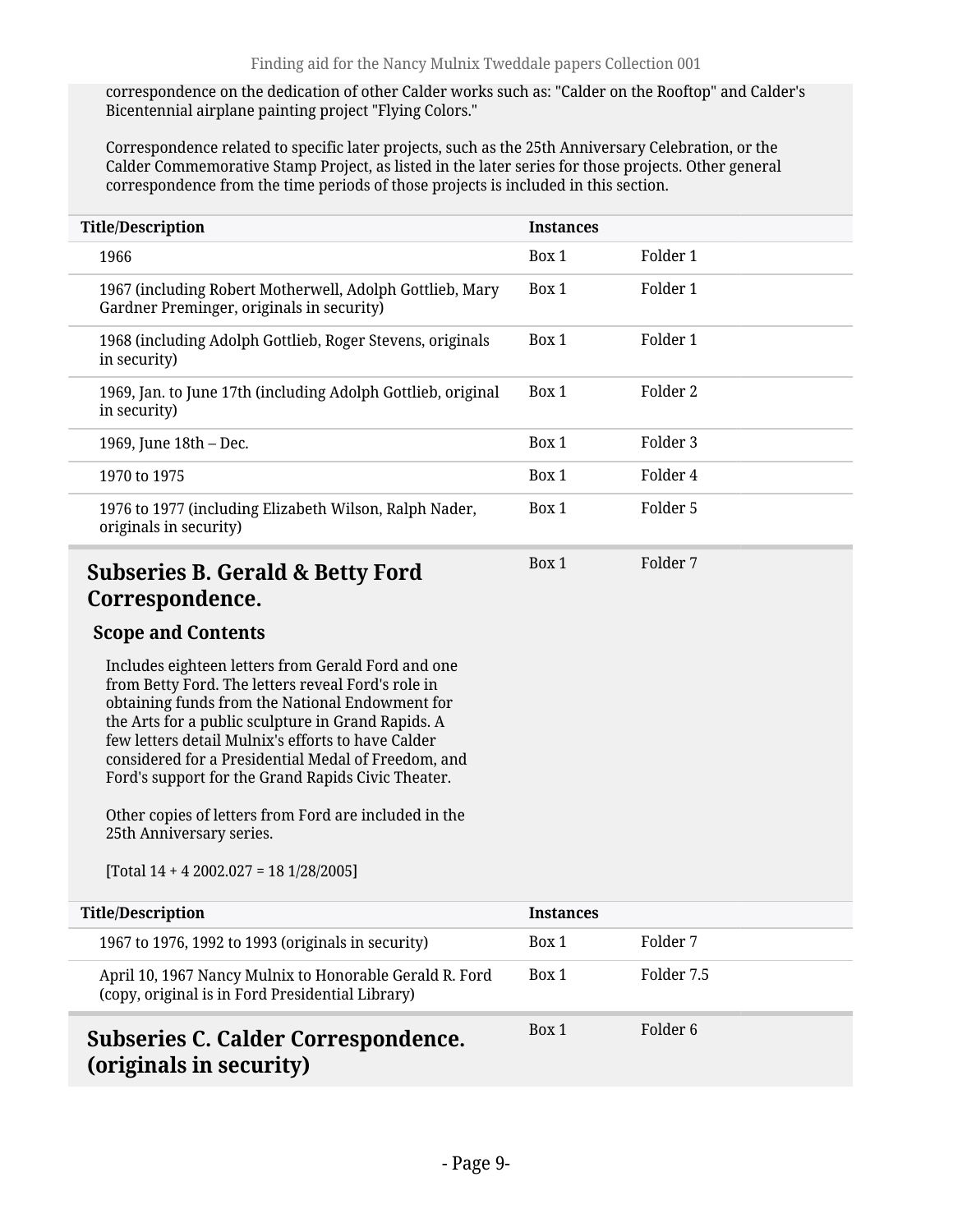correspondence on the dedication of other Calder works such as: "Calder on the Rooftop" and Calder's Bicentennial airplane painting project "Flying Colors."

Correspondence related to specific later projects, such as the 25th Anniversary Celebration, or the Calder Commemorative Stamp Project, as listed in the later series for those projects. Other general correspondence from the time periods of those projects is included in this section.

| Title/Description | Instances | |
|---|---|---|
| 1966 | Box 1 | Folder 1 |
| 1967 (including Robert Motherwell, Adolph Gottlieb, Mary Gardner Preminger, originals in security) | Box 1 | Folder 1 |
| 1968 (including Adolph Gottlieb, Roger Stevens, originals in security) | Box 1 | Folder 1 |
| 1969, Jan. to June 17th (including Adolph Gottlieb, original in security) | Box 1 | Folder 2 |
| 1969, June 18th – Dec. | Box 1 | Folder 3 |
| 1970 to 1975 | Box 1 | Folder 4 |
| 1976 to 1977 (including Elizabeth Wilson, Ralph Nader, originals in security) | Box 1 | Folder 5 |

## Subseries B. Gerald & Betty Ford Correspondence.

Box 1 Folder 7

### Scope and Contents

Includes eighteen letters from Gerald Ford and one from Betty Ford. The letters reveal Ford's role in obtaining funds from the National Endowment for the Arts for a public sculpture in Grand Rapids. A few letters detail Mulnix's efforts to have Calder considered for a Presidential Medal of Freedom, and Ford's support for the Grand Rapids Civic Theater.

Other copies of letters from Ford are included in the 25th Anniversary series.

[Total 14 + 4 2002.027 = 18 1/28/2005]

| Title/Description | Instances | |
|---|---|---|
| 1967 to 1976, 1992 to 1993 (originals in security) | Box 1 | Folder 7 |
| April 10, 1967 Nancy Mulnix to Honorable Gerald R. Ford (copy, original is in Ford Presidential Library) | Box 1 | Folder 7.5 |

## Subseries C. Calder Correspondence. (originals in security)

Box 1 Folder 6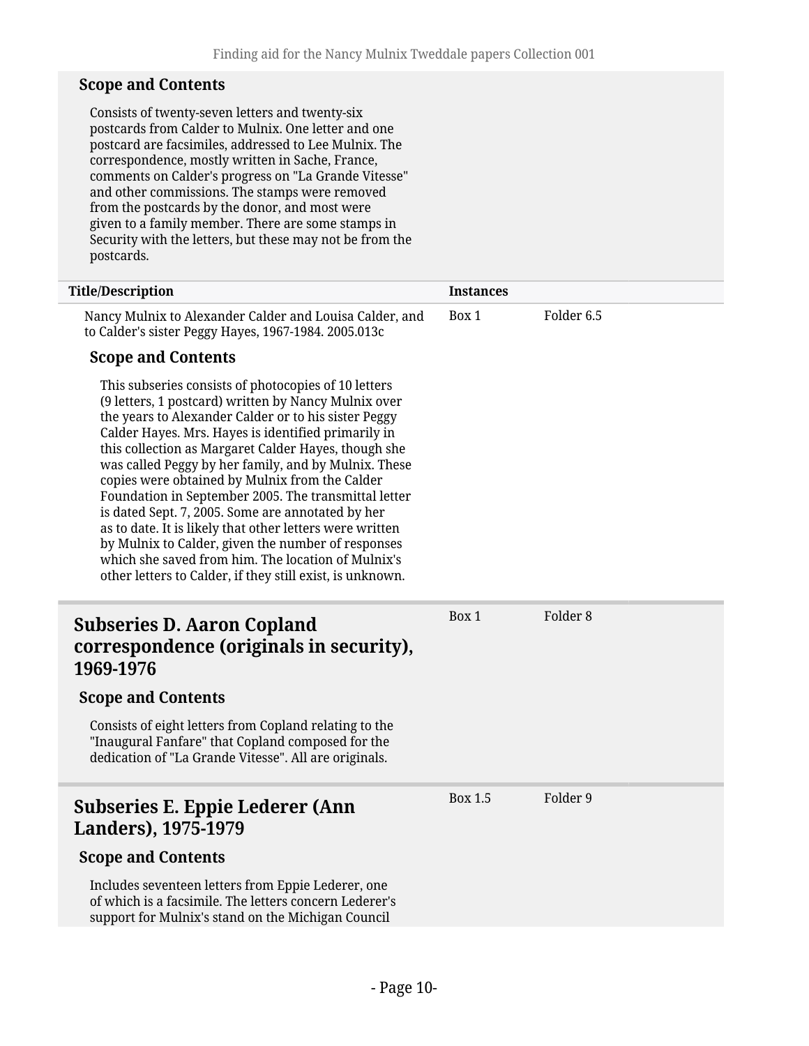### Scope and Contents

Consists of twenty-seven letters and twenty-six postcards from Calder to Mulnix. One letter and one postcard are facsimiles, addressed to Lee Mulnix. The correspondence, mostly written in Sache, France, comments on Calder's progress on "La Grande Vitesse" and other commissions. The stamps were removed from the postcards by the donor, and most were given to a family member. There are some stamps in Security with the letters, but these may not be from the postcards.

| Title/Description | Instances | |
|---|---|---|
| Nancy Mulnix to Alexander Calder and Louisa Calder, and to Calder's sister Peggy Hayes, 1967-1984. 2005.013c | Box 1 | Folder 6.5 |

#### Scope and Contents

This subseries consists of photocopies of 10 letters (9 letters, 1 postcard) written by Nancy Mulnix over the years to Alexander Calder or to his sister Peggy Calder Hayes. Mrs. Hayes is identified primarily in this collection as Margaret Calder Hayes, though she was called Peggy by her family, and by Mulnix. These copies were obtained by Mulnix from the Calder Foundation in September 2005. The transmittal letter is dated Sept. 7, 2005. Some are annotated by her as to date. It is likely that other letters were written by Mulnix to Calder, given the number of responses which she saved from him. The location of Mulnix's other letters to Calder, if they still exist, is unknown.

## Subseries D. Aaron Copland correspondence (originals in security), 1969-1976

Box 1 | Folder 8

### Scope and Contents

Consists of eight letters from Copland relating to the "Inaugural Fanfare" that Copland composed for the dedication of "La Grande Vitesse". All are originals.

## Subseries E. Eppie Lederer (Ann Landers), 1975-1979

Box 1.5 | Folder 9

### Scope and Contents

Includes seventeen letters from Eppie Lederer, one of which is a facsimile. The letters concern Lederer's support for Mulnix's stand on the Michigan Council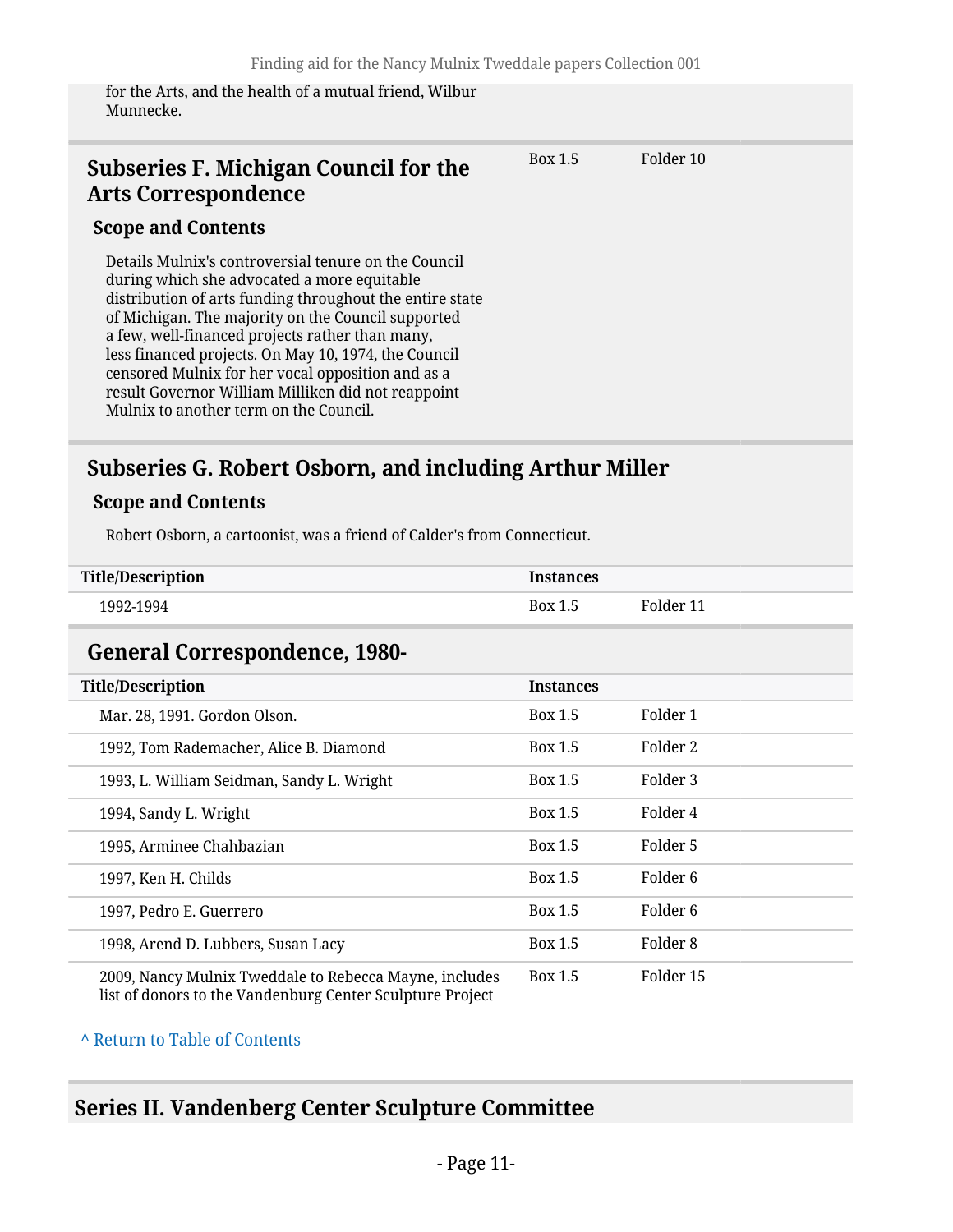for the Arts, and the health of a mutual friend, Wilbur Munnecke.

## Subseries F. Michigan Council for the Arts Correspondence

Box 1.5 Folder 10

### Scope and Contents

Details Mulnix's controversial tenure on the Council during which she advocated a more equitable distribution of arts funding throughout the entire state of Michigan. The majority on the Council supported a few, well-financed projects rather than many, less financed projects. On May 10, 1974, the Council censored Mulnix for her vocal opposition and as a result Governor William Milliken did not reappoint Mulnix to another term on the Council.

## Subseries G. Robert Osborn, and including Arthur Miller

### Scope and Contents

Robert Osborn, a cartoonist, was a friend of Calder's from Connecticut.

| Title/Description | Instances | |
|---|---|---|
| 1992-1994 | Box 1.5 | Folder 11 |

## General Correspondence, 1980-

| Title/Description | Instances | |
|---|---|---|
| Mar. 28, 1991. Gordon Olson. | Box 1.5 | Folder 1 |
| 1992, Tom Rademacher, Alice B. Diamond | Box 1.5 | Folder 2 |
| 1993, L. William Seidman, Sandy L. Wright | Box 1.5 | Folder 3 |
| 1994, Sandy L. Wright | Box 1.5 | Folder 4 |
| 1995, Arminee Chahbazian | Box 1.5 | Folder 5 |
| 1997, Ken H. Childs | Box 1.5 | Folder 6 |
| 1997, Pedro E. Guerrero | Box 1.5 | Folder 6 |
| 1998, Arend D. Lubbers, Susan Lacy | Box 1.5 | Folder 8 |
| 2009, Nancy Mulnix Tweddale to Rebecca Mayne, includes list of donors to the Vandenburg Center Sculpture Project | Box 1.5 | Folder 15 |

^ Return to Table of Contents

# Series II. Vandenberg Center Sculpture Committee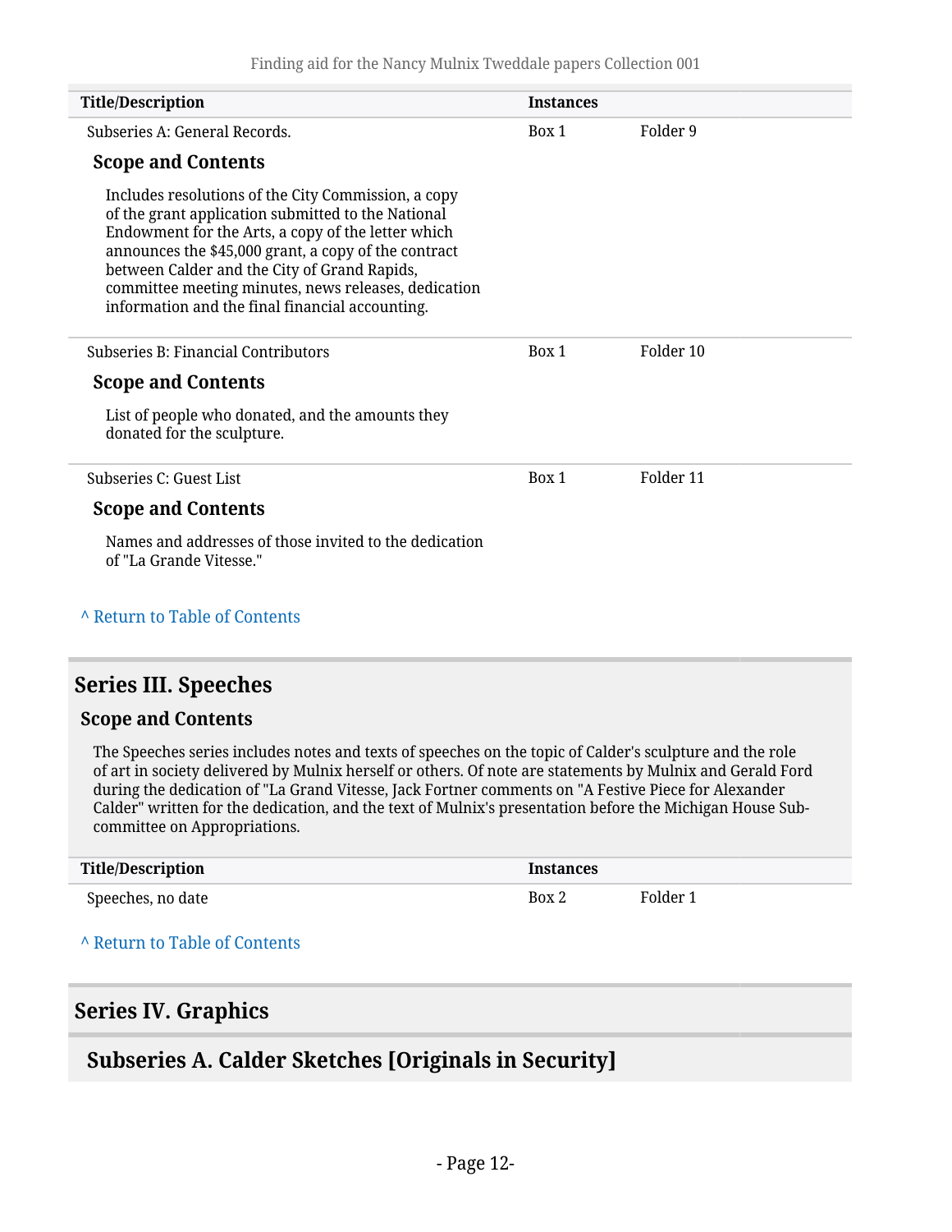| Title/Description | Instances | |
|---|---|---|
| Subseries A: General Records. | Box 1 | Folder 9 |

#### Scope and Contents

Includes resolutions of the City Commission, a copy of the grant application submitted to the National Endowment for the Arts, a copy of the letter which announces the $45,000 grant, a copy of the contract between Calder and the City of Grand Rapids, committee meeting minutes, news releases, dedication information and the final financial accounting.

| Title/Description | Instances | |
|---|---|---|
| Subseries B: Financial Contributors | Box 1 | Folder 10 |

#### Scope and Contents

List of people who donated, and the amounts they donated for the sculpture.

| Title/Description | Instances | |
|---|---|---|
| Subseries C: Guest List | Box 1 | Folder 11 |

#### Scope and Contents

Names and addresses of those invited to the dedication of "La Grande Vitesse."

^ Return to Table of Contents

## Series III. Speeches

### Scope and Contents

The Speeches series includes notes and texts of speeches on the topic of Calder's sculpture and the role of art in society delivered by Mulnix herself or others. Of note are statements by Mulnix and Gerald Ford during the dedication of "La Grand Vitesse, Jack Fortner comments on "A Festive Piece for Alexander Calder" written for the dedication, and the text of Mulnix's presentation before the Michigan House Sub-committee on Appropriations.

| Title/Description | Instances | |
|---|---|---|
| Speeches, no date | Box 2 | Folder 1 |

^ Return to Table of Contents

## Series IV. Graphics

### Subseries A. Calder Sketches [Originals in Security]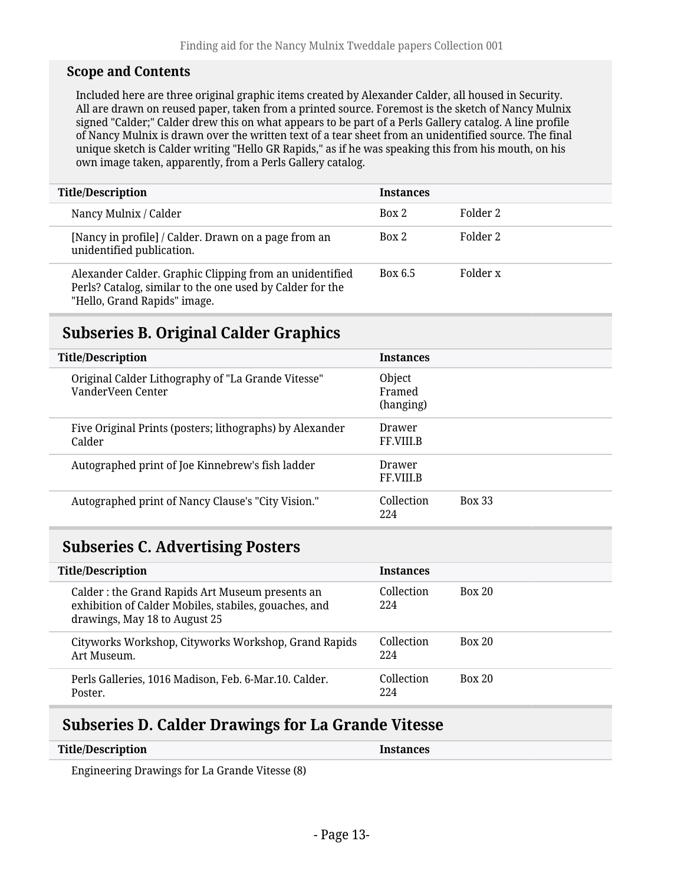**Scope and Contents**

Included here are three original graphic items created by Alexander Calder, all housed in Security. All are drawn on reused paper, taken from a printed source. Foremost is the sketch of Nancy Mulnix signed "Calder;" Calder drew this on what appears to be part of a Perls Gallery catalog. A line profile of Nancy Mulnix is drawn over the written text of a tear sheet from an unidentified source. The final unique sketch is Calder writing "Hello GR Rapids," as if he was speaking this from his mouth, on his own image taken, apparently, from a Perls Gallery catalog.

| Title/Description | Instances | |
|---|---|---|
| Nancy Mulnix / Calder | Box 2 | Folder 2 |
| [Nancy in profile] / Calder. Drawn on a page from an unidentified publication. | Box 2 | Folder 2 |
| Alexander Calder. Graphic Clipping from an unidentified Perls? Catalog, similar to the one used by Calder for the "Hello, Grand Rapids" image. | Box 6.5 | Folder x |

## Subseries B. Original Calder Graphics

| Title/Description | Instances | |
|---|---|---|
| Original Calder Lithography of "La Grande Vitesse" VanderVeen Center | Object Framed (hanging) | |
| Five Original Prints (posters; lithographs) by Alexander Calder | Drawer FF.VIII.B | |
| Autographed print of Joe Kinnebrew's fish ladder | Drawer FF.VIII.B | |
| Autographed print of Nancy Clause's "City Vision." | Collection 224 | Box 33 |

## Subseries C. Advertising Posters

| Title/Description | Instances | |
|---|---|---|
| Calder : the Grand Rapids Art Museum presents an exhibition of Calder Mobiles, stabiles, gouaches, and drawings, May 18 to August 25 | Collection 224 | Box 20 |
| Cityworks Workshop, Cityworks Workshop, Grand Rapids Art Museum. | Collection 224 | Box 20 |
| Perls Galleries, 1016 Madison, Feb. 6-Mar.10. Calder. Poster. | Collection 224 | Box 20 |

## Subseries D. Calder Drawings for La Grande Vitesse

| Title/Description | Instances |
|---|---|
| Engineering Drawings for La Grande Vitesse (8) | |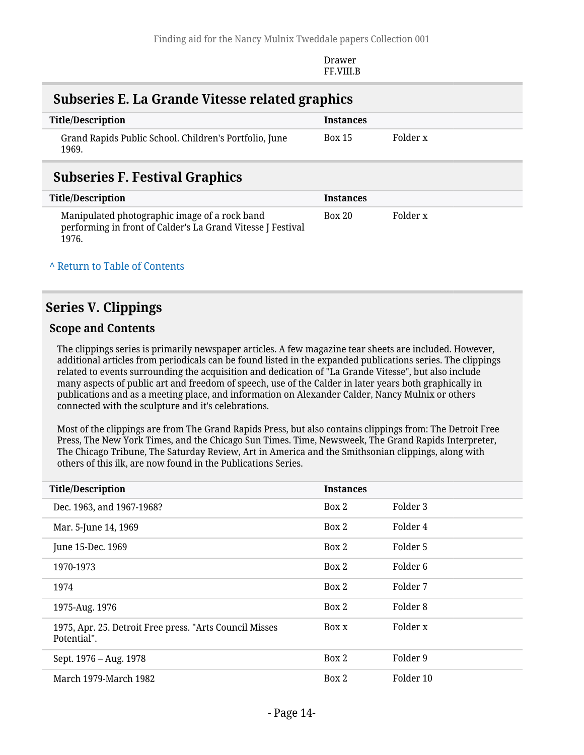Drawer FF.VIII.B

## Subseries E. La Grande Vitesse related graphics

| Title/Description | Instances | |
|---|---|---|
| Grand Rapids Public School. Children's Portfolio, June 1969. | Box 15 | Folder x |

## Subseries F. Festival Graphics

| Title/Description | Instances | |
|---|---|---|
| Manipulated photographic image of a rock band performing in front of Calder's La Grand Vitesse J Festival 1976. | Box 20 | Folder x |

^ Return to Table of Contents

## Series V. Clippings

### Scope and Contents

The clippings series is primarily newspaper articles. A few magazine tear sheets are included. However, additional articles from periodicals can be found listed in the expanded publications series. The clippings related to events surrounding the acquisition and dedication of "La Grande Vitesse", but also include many aspects of public art and freedom of speech, use of the Calder in later years both graphically in publications and as a meeting place, and information on Alexander Calder, Nancy Mulnix or others connected with the sculpture and it's celebrations.

Most of the clippings are from The Grand Rapids Press, but also contains clippings from: The Detroit Free Press, The New York Times, and the Chicago Sun Times. Time, Newsweek, The Grand Rapids Interpreter, The Chicago Tribune, The Saturday Review, Art in America and the Smithsonian clippings, along with others of this ilk, are now found in the Publications Series.

| Title/Description | Instances | |
|---|---|---|
| Dec. 1963, and 1967-1968? | Box 2 | Folder 3 |
| Mar. 5-June 14, 1969 | Box 2 | Folder 4 |
| June 15-Dec. 1969 | Box 2 | Folder 5 |
| 1970-1973 | Box 2 | Folder 6 |
| 1974 | Box 2 | Folder 7 |
| 1975-Aug. 1976 | Box 2 | Folder 8 |
| 1975, Apr. 25. Detroit Free press. "Arts Council Misses Potential". | Box x | Folder x |
| Sept. 1976 – Aug. 1978 | Box 2 | Folder 9 |
| March 1979-March 1982 | Box 2 | Folder 10 |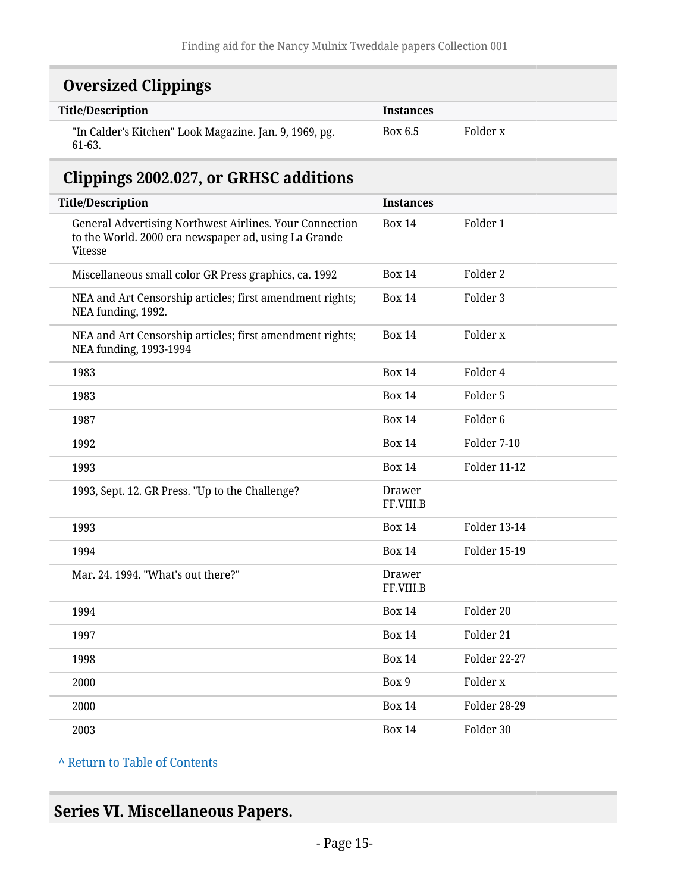## Oversized Clippings

| Title/Description | Instances | |
|---|---|---|
| "In Calder's Kitchen" Look Magazine. Jan. 9, 1969, pg. 61-63. | Box 6.5 | Folder x |

## Clippings 2002.027, or GRHSC additions

| Title/Description | Instances | |
|---|---|---|
| General Advertising Northwest Airlines. Your Connection to the World. 2000 era newspaper ad, using La Grande Vitesse | Box 14 | Folder 1 |
| Miscellaneous small color GR Press graphics, ca. 1992 | Box 14 | Folder 2 |
| NEA and Art Censorship articles; first amendment rights; NEA funding, 1992. | Box 14 | Folder 3 |
| NEA and Art Censorship articles; first amendment rights; NEA funding, 1993-1994 | Box 14 | Folder x |
| 1983 | Box 14 | Folder 4 |
| 1983 | Box 14 | Folder 5 |
| 1987 | Box 14 | Folder 6 |
| 1992 | Box 14 | Folder 7-10 |
| 1993 | Box 14 | Folder 11-12 |
| 1993, Sept. 12. GR Press. "Up to the Challenge? | Drawer FF.VIII.B | |
| 1993 | Box 14 | Folder 13-14 |
| 1994 | Box 14 | Folder 15-19 |
| Mar. 24. 1994. "What's out there?" | Drawer FF.VIII.B | |
| 1994 | Box 14 | Folder 20 |
| 1997 | Box 14 | Folder 21 |
| 1998 | Box 14 | Folder 22-27 |
| 2000 | Box 9 | Folder x |
| 2000 | Box 14 | Folder 28-29 |
| 2003 | Box 14 | Folder 30 |

^ Return to Table of Contents

# Series VI. Miscellaneous Papers.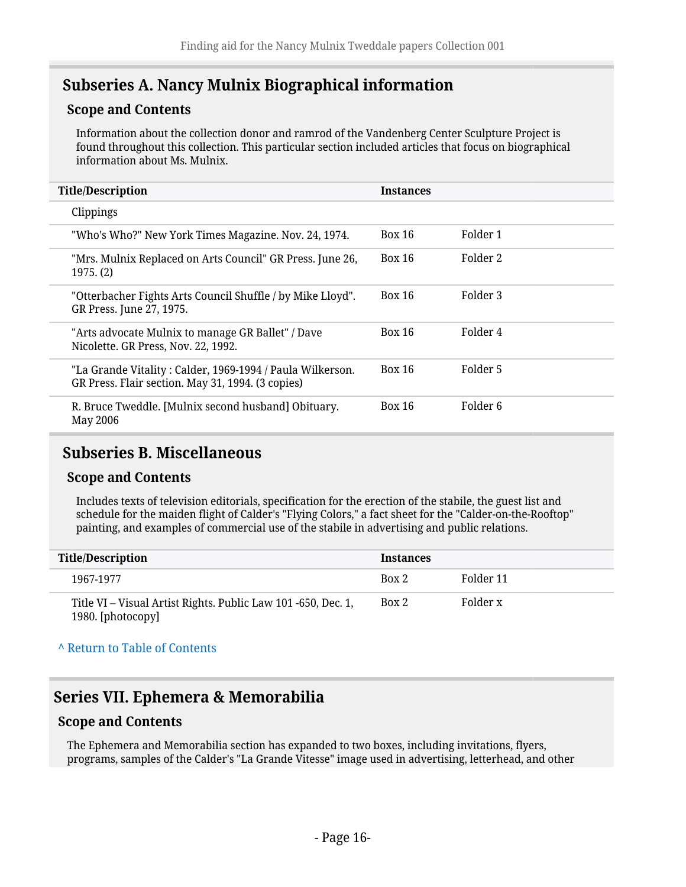## Subseries A. Nancy Mulnix Biographical information

### Scope and Contents

Information about the collection donor and ramrod of the Vandenberg Center Sculpture Project is found throughout this collection. This particular section included articles that focus on biographical information about Ms. Mulnix.

| Title/Description | Instances | |
|---|---|---|
| Clippings | | |
| "Who's Who?" New York Times Magazine. Nov. 24, 1974. | Box 16 | Folder 1 |
| "Mrs. Mulnix Replaced on Arts Council" GR Press. June 26, 1975. (2) | Box 16 | Folder 2 |
| "Otterbacher Fights Arts Council Shuffle / by Mike Lloyd". GR Press. June 27, 1975. | Box 16 | Folder 3 |
| "Arts advocate Mulnix to manage GR Ballet" / Dave Nicolette. GR Press, Nov. 22, 1992. | Box 16 | Folder 4 |
| "La Grande Vitality : Calder, 1969-1994 / Paula Wilkerson. GR Press. Flair section. May 31, 1994. (3 copies) | Box 16 | Folder 5 |
| R. Bruce Tweddle. [Mulnix second husband] Obituary. May 2006 | Box 16 | Folder 6 |

## Subseries B. Miscellaneous

### Scope and Contents

Includes texts of television editorials, specification for the erection of the stabile, the guest list and schedule for the maiden flight of Calder's "Flying Colors," a fact sheet for the "Calder-on-the-Rooftop" painting, and examples of commercial use of the stabile in advertising and public relations.

| Title/Description | Instances | |
|---|---|---|
| 1967-1977 | Box 2 | Folder 11 |
| Title VI – Visual Artist Rights. Public Law 101 -650, Dec. 1, 1980. [photocopy] | Box 2 | Folder x |

^ Return to Table of Contents

## Series VII. Ephemera & Memorabilia

### Scope and Contents

The Ephemera and Memorabilia section has expanded to two boxes, including invitations, flyers, programs, samples of the Calder's "La Grande Vitesse" image used in advertising, letterhead, and other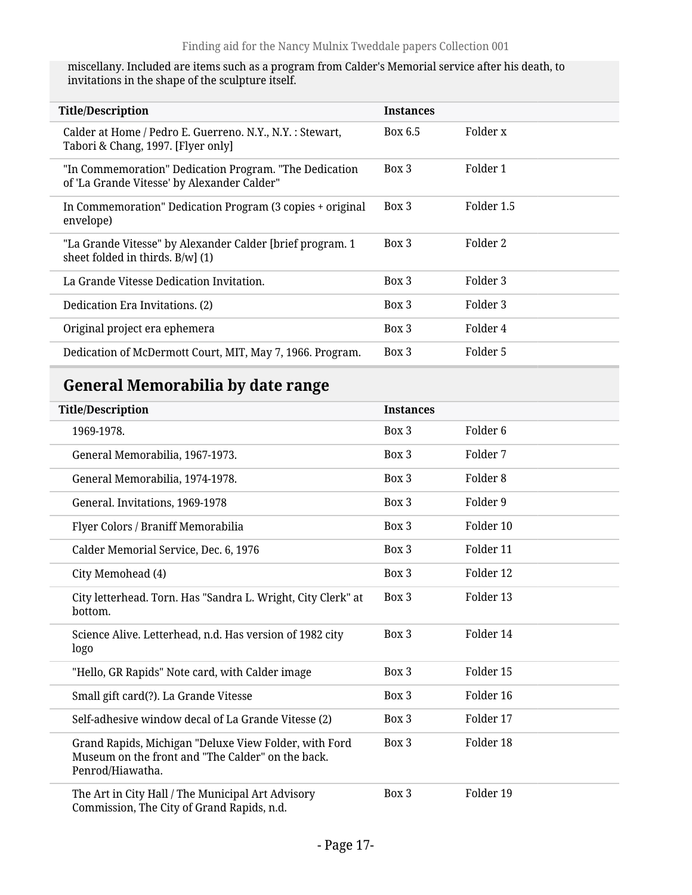miscellany. Included are items such as a program from Calder's Memorial service after his death, to invitations in the shape of the sculpture itself.

| Title/Description | Instances | |
|---|---|---|
| Calder at Home / Pedro E. Guerreno. N.Y., N.Y. : Stewart, Tabori & Chang, 1997. [Flyer only] | Box 6.5 | Folder x |
| "In Commemoration" Dedication Program. "The Dedication of 'La Grande Vitesse' by Alexander Calder" | Box 3 | Folder 1 |
| In Commemoration" Dedication Program (3 copies + original envelope) | Box 3 | Folder 1.5 |
| "La Grande Vitesse" by Alexander Calder [brief program. 1 sheet folded in thirds. B/w] (1) | Box 3 | Folder 2 |
| La Grande Vitesse Dedication Invitation. | Box 3 | Folder 3 |
| Dedication Era Invitations. (2) | Box 3 | Folder 3 |
| Original project era ephemera | Box 3 | Folder 4 |
| Dedication of McDermott Court, MIT, May 7, 1966. Program. | Box 3 | Folder 5 |

## General Memorabilia by date range

| Title/Description | Instances | |
|---|---|---|
| 1969-1978. | Box 3 | Folder 6 |
| General Memorabilia, 1967-1973. | Box 3 | Folder 7 |
| General Memorabilia, 1974-1978. | Box 3 | Folder 8 |
| General. Invitations, 1969-1978 | Box 3 | Folder 9 |
| Flyer Colors / Braniff Memorabilia | Box 3 | Folder 10 |
| Calder Memorial Service, Dec. 6, 1976 | Box 3 | Folder 11 |
| City Memohead (4) | Box 3 | Folder 12 |
| City letterhead. Torn. Has "Sandra L. Wright, City Clerk" at bottom. | Box 3 | Folder 13 |
| Science Alive. Letterhead, n.d. Has version of 1982 city logo | Box 3 | Folder 14 |
| "Hello, GR Rapids" Note card, with Calder image | Box 3 | Folder 15 |
| Small gift card(?). La Grande Vitesse | Box 3 | Folder 16 |
| Self-adhesive window decal of La Grande Vitesse (2) | Box 3 | Folder 17 |
| Grand Rapids, Michigan "Deluxe View Folder, with Ford Museum on the front and "The Calder" on the back. Penrod/Hiawatha. | Box 3 | Folder 18 |
| The Art in City Hall / The Municipal Art Advisory Commission, The City of Grand Rapids, n.d. | Box 3 | Folder 19 |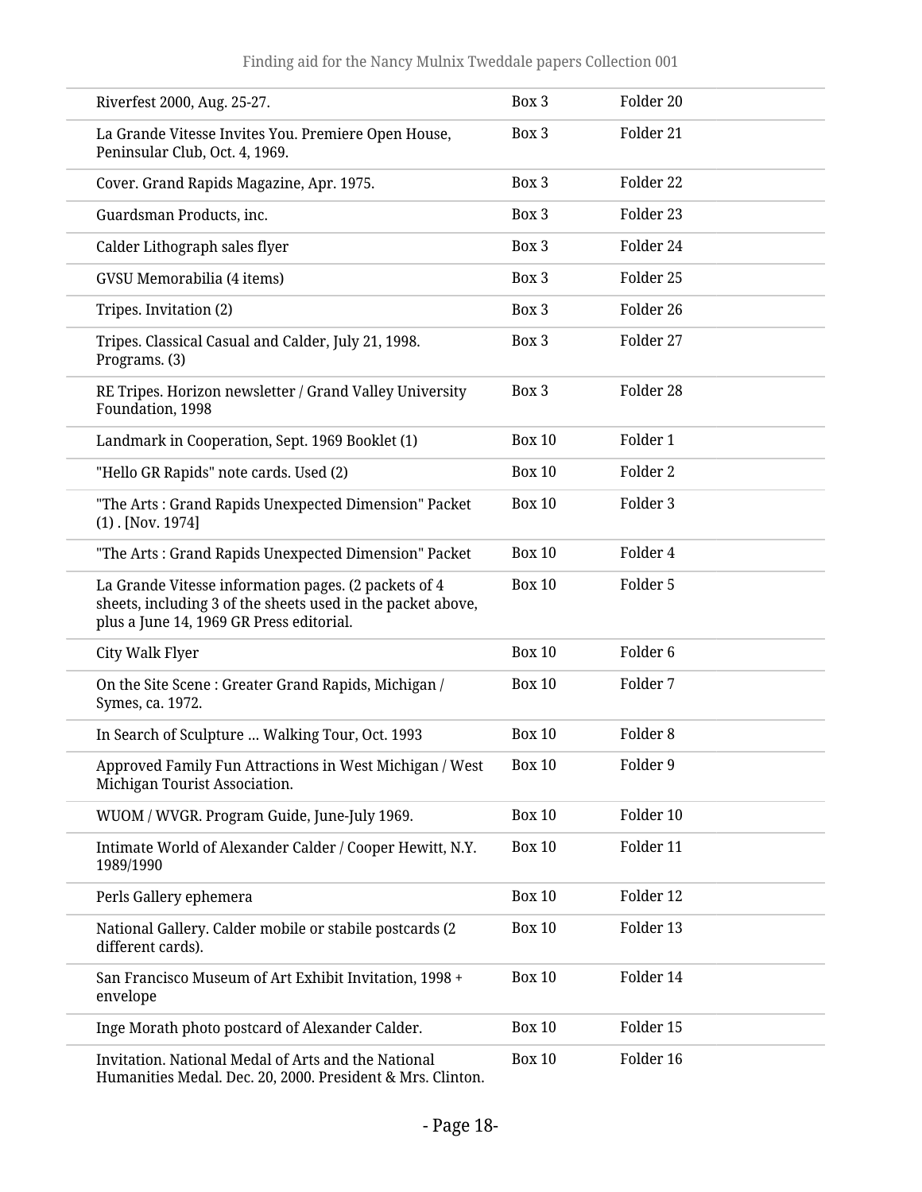| | | |
|---|---|---|
| Riverfest 2000, Aug. 25-27. | Box 3 | Folder 20 |
| La Grande Vitesse Invites You. Premiere Open House, Peninsular Club, Oct. 4, 1969. | Box 3 | Folder 21 |
| Cover. Grand Rapids Magazine, Apr. 1975. | Box 3 | Folder 22 |
| Guardsman Products, inc. | Box 3 | Folder 23 |
| Calder Lithograph sales flyer | Box 3 | Folder 24 |
| GVSU Memorabilia (4 items) | Box 3 | Folder 25 |
| Tripes. Invitation (2) | Box 3 | Folder 26 |
| Tripes. Classical Casual and Calder, July 21, 1998. Programs. (3) | Box 3 | Folder 27 |
| RE Tripes. Horizon newsletter / Grand Valley University Foundation, 1998 | Box 3 | Folder 28 |
| Landmark in Cooperation, Sept. 1969 Booklet (1) | Box 10 | Folder 1 |
| "Hello GR Rapids" note cards. Used (2) | Box 10 | Folder 2 |
| "The Arts : Grand Rapids Unexpected Dimension" Packet (1) . [Nov. 1974] | Box 10 | Folder 3 |
| "The Arts : Grand Rapids Unexpected Dimension" Packet | Box 10 | Folder 4 |
| La Grande Vitesse information pages. (2 packets of 4 sheets, including 3 of the sheets used in the packet above, plus a June 14, 1969 GR Press editorial. | Box 10 | Folder 5 |
| City Walk Flyer | Box 10 | Folder 6 |
| On the Site Scene : Greater Grand Rapids, Michigan / Symes, ca. 1972. | Box 10 | Folder 7 |
| In Search of Sculpture ... Walking Tour, Oct. 1993 | Box 10 | Folder 8 |
| Approved Family Fun Attractions in West Michigan / West Michigan Tourist Association. | Box 10 | Folder 9 |
| WUOM / WVGR. Program Guide, June-July 1969. | Box 10 | Folder 10 |
| Intimate World of Alexander Calder / Cooper Hewitt, N.Y. 1989/1990 | Box 10 | Folder 11 |
| Perls Gallery ephemera | Box 10 | Folder 12 |
| National Gallery. Calder mobile or stabile postcards (2 different cards). | Box 10 | Folder 13 |
| San Francisco Museum of Art Exhibit Invitation, 1998 + envelope | Box 10 | Folder 14 |
| Inge Morath photo postcard of Alexander Calder. | Box 10 | Folder 15 |
| Invitation. National Medal of Arts and the National Humanities Medal. Dec. 20, 2000. President & Mrs. Clinton. | Box 10 | Folder 16 |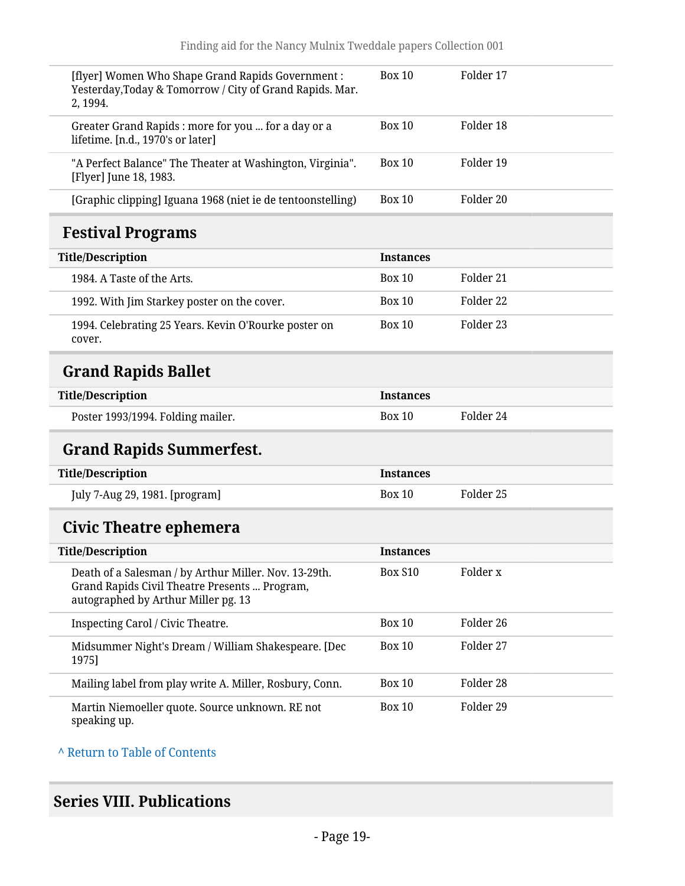| Title/Description | Instances | |
|---|---|---|
| [flyer] Women Who Shape Grand Rapids Government : Yesterday,Today & Tomorrow / City of Grand Rapids. Mar. 2, 1994. | Box 10 | Folder 17 |
| Greater Grand Rapids : more for you ... for a day or a lifetime. [n.d., 1970's or later] | Box 10 | Folder 18 |
| "A Perfect Balance" The Theater at Washington, Virginia". [Flyer] June 18, 1983. | Box 10 | Folder 19 |
| [Graphic clipping] Iguana 1968 (niet ie de tentoonstelling) | Box 10 | Folder 20 |

## Festival Programs

| Title/Description | Instances | |
|---|---|---|
| 1984. A Taste of the Arts. | Box 10 | Folder 21 |
| 1992. With Jim Starkey poster on the cover. | Box 10 | Folder 22 |
| 1994. Celebrating 25 Years. Kevin O'Rourke poster on cover. | Box 10 | Folder 23 |

## Grand Rapids Ballet

| Title/Description | Instances | |
|---|---|---|
| Poster 1993/1994. Folding mailer. | Box 10 | Folder 24 |

## Grand Rapids Summerfest.

| Title/Description | Instances | |
|---|---|---|
| July 7-Aug 29, 1981. [program] | Box 10 | Folder 25 |

## Civic Theatre ephemera

| Title/Description | Instances | |
|---|---|---|
| Death of a Salesman / by Arthur Miller. Nov. 13-29th. Grand Rapids Civil Theatre Presents ... Program, autographed by Arthur Miller pg. 13 | Box S10 | Folder x |
| Inspecting Carol / Civic Theatre. | Box 10 | Folder 26 |
| Midsummer Night's Dream / William Shakespeare. [Dec 1975] | Box 10 | Folder 27 |
| Mailing label from play write A. Miller, Rosbury, Conn. | Box 10 | Folder 28 |
| Martin Niemoeller quote. Source unknown. RE not speaking up. | Box 10 | Folder 29 |

^ Return to Table of Contents

# Series VIII. Publications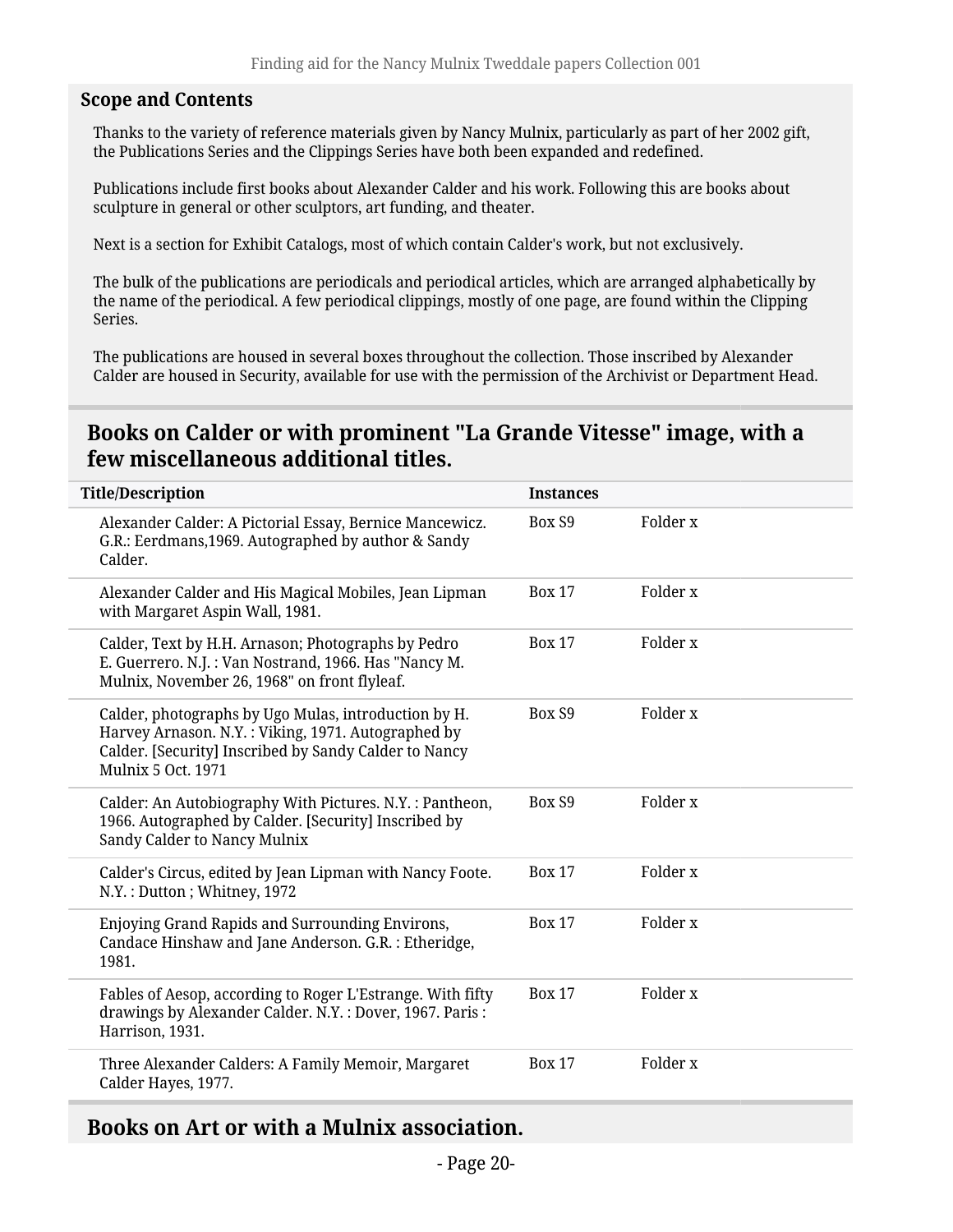## Scope and Contents

Thanks to the variety of reference materials given by Nancy Mulnix, particularly as part of her 2002 gift, the Publications Series and the Clippings Series have both been expanded and redefined.

Publications include first books about Alexander Calder and his work. Following this are books about sculpture in general or other sculptors, art funding, and theater.

Next is a section for Exhibit Catalogs, most of which contain Calder's work, but not exclusively.

The bulk of the publications are periodicals and periodical articles, which are arranged alphabetically by the name of the periodical. A few periodical clippings, mostly of one page, are found within the Clipping Series.

The publications are housed in several boxes throughout the collection. Those inscribed by Alexander Calder are housed in Security, available for use with the permission of the Archivist or Department Head.

## Books on Calder or with prominent "La Grande Vitesse" image, with a few miscellaneous additional titles.

| Title/Description | Instances | |
|---|---|---|
| Alexander Calder: A Pictorial Essay, Bernice Mancewicz. G.R.: Eerdmans,1969. Autographed by author & Sandy Calder. | Box S9 | Folder x |
| Alexander Calder and His Magical Mobiles, Jean Lipman with Margaret Aspin Wall, 1981. | Box 17 | Folder x |
| Calder, Text by H.H. Arnason; Photographs by Pedro E. Guerrero. N.J. : Van Nostrand, 1966. Has "Nancy M. Mulnix, November 26, 1968" on front flyleaf. | Box 17 | Folder x |
| Calder, photographs by Ugo Mulas, introduction by H. Harvey Arnason. N.Y. : Viking, 1971. Autographed by Calder. [Security] Inscribed by Sandy Calder to Nancy Mulnix 5 Oct. 1971 | Box S9 | Folder x |
| Calder: An Autobiography With Pictures. N.Y. : Pantheon, 1966. Autographed by Calder. [Security] Inscribed by Sandy Calder to Nancy Mulnix | Box S9 | Folder x |
| Calder's Circus, edited by Jean Lipman with Nancy Foote. N.Y. : Dutton ; Whitney, 1972 | Box 17 | Folder x |
| Enjoying Grand Rapids and Surrounding Environs, Candace Hinshaw and Jane Anderson. G.R. : Etheridge, 1981. | Box 17 | Folder x |
| Fables of Aesop, according to Roger L'Estrange. With fifty drawings by Alexander Calder. N.Y. : Dover, 1967. Paris : Harrison, 1931. | Box 17 | Folder x |
| Three Alexander Calders: A Family Memoir, Margaret Calder Hayes, 1977. | Box 17 | Folder x |

## Books on Art or with a Mulnix association.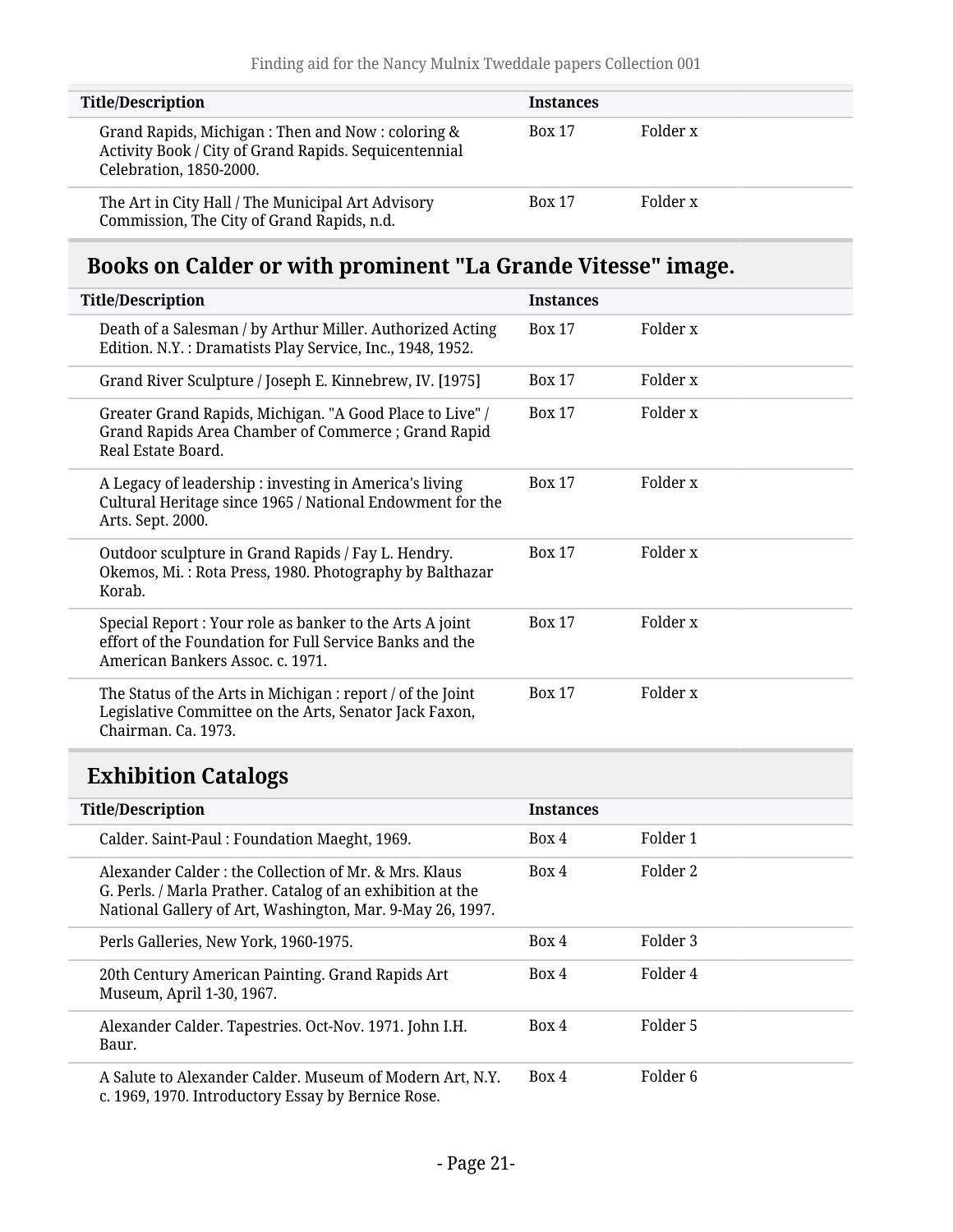| Title/Description | Instances | |
|---|---|---|
| Grand Rapids, Michigan : Then and Now : coloring & Activity Book / City of Grand Rapids. Sequicentennial Celebration, 1850-2000. | Box 17 | Folder x |
| The Art in City Hall / The Municipal Art Advisory Commission, The City of Grand Rapids, n.d. | Box 17 | Folder x |

## Books on Calder or with prominent "La Grande Vitesse" image.

| Title/Description | Instances | |
|---|---|---|
| Death of a Salesman / by Arthur Miller. Authorized Acting Edition. N.Y. : Dramatists Play Service, Inc., 1948, 1952. | Box 17 | Folder x |
| Grand River Sculpture / Joseph E. Kinnebrew, IV. [1975] | Box 17 | Folder x |
| Greater Grand Rapids, Michigan. "A Good Place to Live" / Grand Rapids Area Chamber of Commerce ; Grand Rapid Real Estate Board. | Box 17 | Folder x |
| A Legacy of leadership : investing in America's living Cultural Heritage since 1965 / National Endowment for the Arts. Sept. 2000. | Box 17 | Folder x |
| Outdoor sculpture in Grand Rapids / Fay L. Hendry. Okemos, Mi. : Rota Press, 1980. Photography by Balthazar Korab. | Box 17 | Folder x |
| Special Report : Your role as banker to the Arts A joint effort of the Foundation for Full Service Banks and the American Bankers Assoc. c. 1971. | Box 17 | Folder x |
| The Status of the Arts in Michigan : report / of the Joint Legislative Committee on the Arts, Senator Jack Faxon, Chairman. Ca. 1973. | Box 17 | Folder x |

## Exhibition Catalogs

| Title/Description | Instances | |
|---|---|---|
| Calder. Saint-Paul : Foundation Maeght, 1969. | Box 4 | Folder 1 |
| Alexander Calder : the Collection of Mr. & Mrs. Klaus G. Perls. / Marla Prather. Catalog of an exhibition at the National Gallery of Art, Washington, Mar. 9-May 26, 1997. | Box 4 | Folder 2 |
| Perls Galleries, New York, 1960-1975. | Box 4 | Folder 3 |
| 20th Century American Painting. Grand Rapids Art Museum, April 1-30, 1967. | Box 4 | Folder 4 |
| Alexander Calder. Tapestries. Oct-Nov. 1971. John I.H. Baur. | Box 4 | Folder 5 |
| A Salute to Alexander Calder. Museum of Modern Art, N.Y. c. 1969, 1970. Introductory Essay by Bernice Rose. | Box 4 | Folder 6 |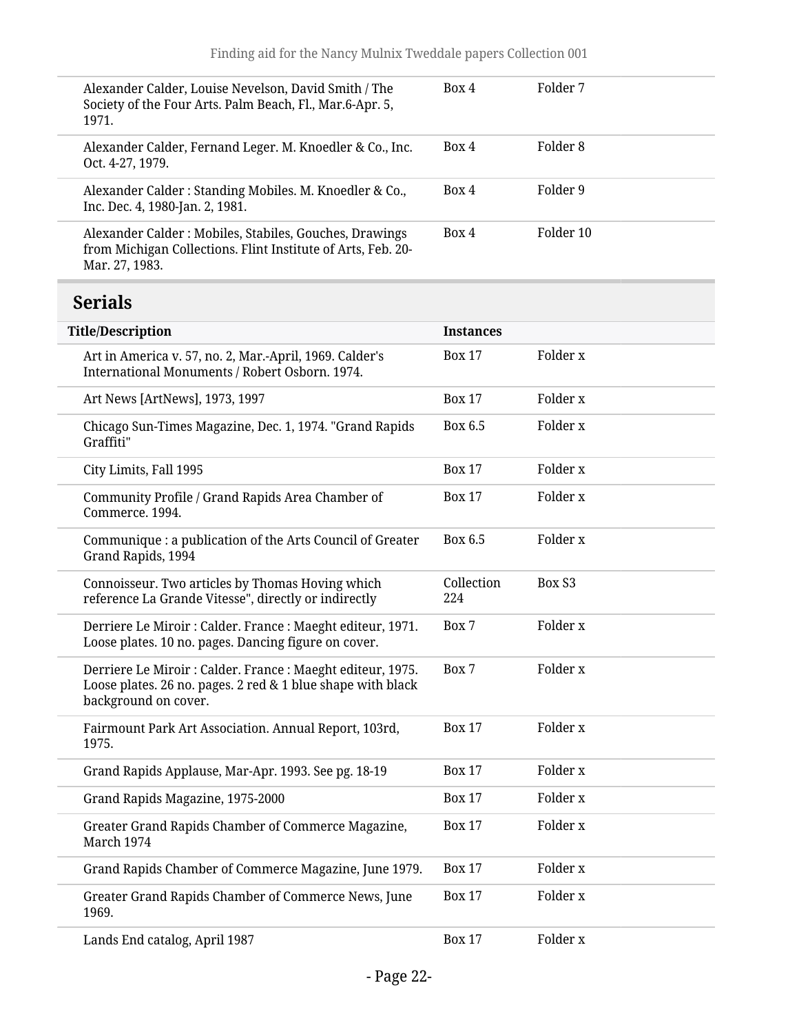| | | |
|---|---|---|
| Alexander Calder, Louise Nevelson, David Smith / The Society of the Four Arts. Palm Beach, Fl., Mar.6-Apr. 5, 1971. | Box 4 | Folder 7 |
| Alexander Calder, Fernand Leger. M. Knoedler & Co., Inc. Oct. 4-27, 1979. | Box 4 | Folder 8 |
| Alexander Calder : Standing Mobiles. M. Knoedler & Co., Inc. Dec. 4, 1980-Jan. 2, 1981. | Box 4 | Folder 9 |
| Alexander Calder : Mobiles, Stabiles, Gouches, Drawings from Michigan Collections. Flint Institute of Arts, Feb. 20-Mar. 27, 1983. | Box 4 | Folder 10 |

## Serials

| Title/Description | Instances | |
|---|---|---|
| Art in America v. 57, no. 2, Mar.-April, 1969. Calder's International Monuments / Robert Osborn. 1974. | Box 17 | Folder x |
| Art News [ArtNews], 1973, 1997 | Box 17 | Folder x |
| Chicago Sun-Times Magazine, Dec. 1, 1974. "Grand Rapids Graffiti" | Box 6.5 | Folder x |
| City Limits, Fall 1995 | Box 17 | Folder x |
| Community Profile / Grand Rapids Area Chamber of Commerce. 1994. | Box 17 | Folder x |
| Communique : a publication of the Arts Council of Greater Grand Rapids, 1994 | Box 6.5 | Folder x |
| Connoisseur. Two articles by Thomas Hoving which reference La Grande Vitesse", directly or indirectly | Collection 224 | Box S3 |
| Derriere Le Miroir : Calder. France : Maeght editeur, 1971. Loose plates. 10 no. pages. Dancing figure on cover. | Box 7 | Folder x |
| Derriere Le Miroir : Calder. France : Maeght editeur, 1975. Loose plates. 26 no. pages. 2 red & 1 blue shape with black background on cover. | Box 7 | Folder x |
| Fairmount Park Art Association. Annual Report, 103rd, 1975. | Box 17 | Folder x |
| Grand Rapids Applause, Mar-Apr. 1993. See pg. 18-19 | Box 17 | Folder x |
| Grand Rapids Magazine, 1975-2000 | Box 17 | Folder x |
| Greater Grand Rapids Chamber of Commerce Magazine, March 1974 | Box 17 | Folder x |
| Grand Rapids Chamber of Commerce Magazine, June 1979. | Box 17 | Folder x |
| Greater Grand Rapids Chamber of Commerce News, June 1969. | Box 17 | Folder x |
| Lands End catalog, April 1987 | Box 17 | Folder x |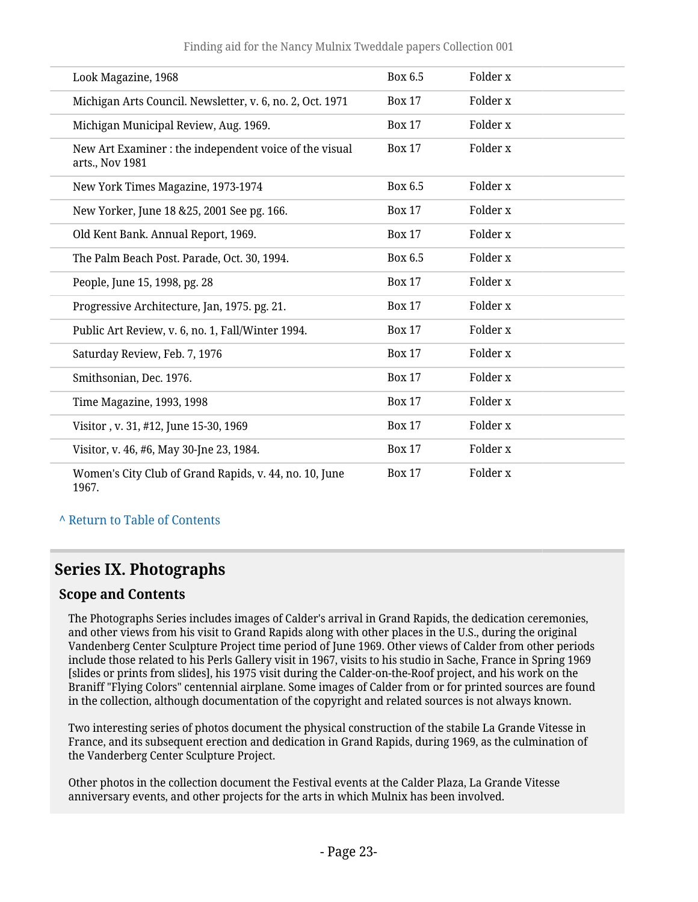| | | |
|---|---|---|
| Look Magazine, 1968 | Box 6.5 | Folder x |
| Michigan Arts Council. Newsletter, v. 6, no. 2, Oct. 1971 | Box 17 | Folder x |
| Michigan Municipal Review, Aug. 1969. | Box 17 | Folder x |
| New Art Examiner : the independent voice of the visual arts., Nov 1981 | Box 17 | Folder x |
| New York Times Magazine, 1973-1974 | Box 6.5 | Folder x |
| New Yorker, June 18 &25, 2001 See pg. 166. | Box 17 | Folder x |
| Old Kent Bank. Annual Report, 1969. | Box 17 | Folder x |
| The Palm Beach Post. Parade, Oct. 30, 1994. | Box 6.5 | Folder x |
| People, June 15, 1998, pg. 28 | Box 17 | Folder x |
| Progressive Architecture, Jan, 1975. pg. 21. | Box 17 | Folder x |
| Public Art Review, v. 6, no. 1, Fall/Winter 1994. | Box 17 | Folder x |
| Saturday Review, Feb. 7, 1976 | Box 17 | Folder x |
| Smithsonian, Dec. 1976. | Box 17 | Folder x |
| Time Magazine, 1993, 1998 | Box 17 | Folder x |
| Visitor , v. 31, #12, June 15-30, 1969 | Box 17 | Folder x |
| Visitor, v. 46, #6, May 30-Jne 23, 1984. | Box 17 | Folder x |
| Women's City Club of Grand Rapids, v. 44, no. 10, June 1967. | Box 17 | Folder x |

^ Return to Table of Contents

## Series IX. Photographs

### Scope and Contents

The Photographs Series includes images of Calder's arrival in Grand Rapids, the dedication ceremonies, and other views from his visit to Grand Rapids along with other places in the U.S., during the original Vandenberg Center Sculpture Project time period of June 1969. Other views of Calder from other periods include those related to his Perls Gallery visit in 1967, visits to his studio in Sache, France in Spring 1969 [slides or prints from slides], his 1975 visit during the Calder-on-the-Roof project, and his work on the Braniff "Flying Colors" centennial airplane. Some images of Calder from or for printed sources are found in the collection, although documentation of the copyright and related sources is not always known.

Two interesting series of photos document the physical construction of the stabile La Grande Vitesse in France, and its subsequent erection and dedication in Grand Rapids, during 1969, as the culmination of the Vanderberg Center Sculpture Project.

Other photos in the collection document the Festival events at the Calder Plaza, La Grande Vitesse anniversary events, and other projects for the arts in which Mulnix has been involved.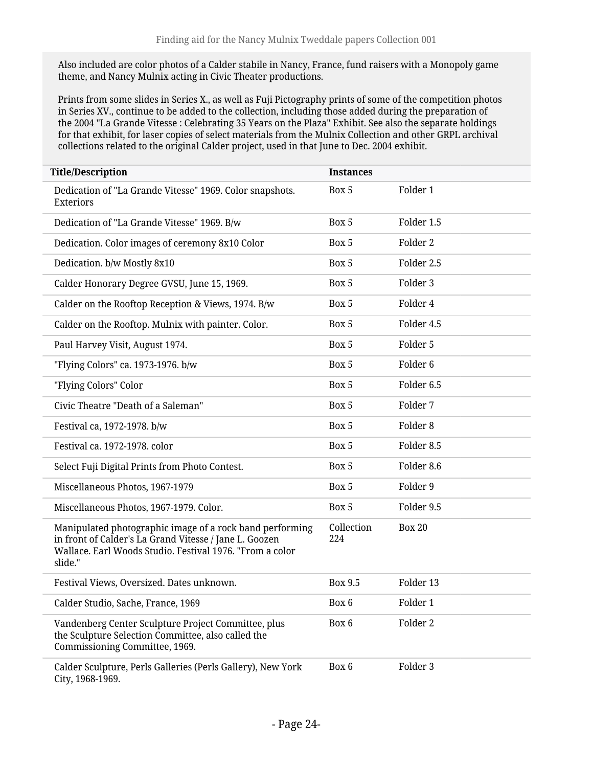Also included are color photos of a Calder stabile in Nancy, France, fund raisers with a Monopoly game theme, and Nancy Mulnix acting in Civic Theater productions.

Prints from some slides in Series X., as well as Fuji Pictography prints of some of the competition photos in Series XV., continue to be added to the collection, including those added during the preparation of the 2004 "La Grande Vitesse : Celebrating 35 Years on the Plaza" Exhibit. See also the separate holdings for that exhibit, for laser copies of select materials from the Mulnix Collection and other GRPL archival collections related to the original Calder project, used in that June to Dec. 2004 exhibit.

| Title/Description | Instances | |
|---|---|---|
| Dedication of "La Grande Vitesse" 1969. Color snapshots. Exteriors | Box 5 | Folder 1 |
| Dedication of "La Grande Vitesse" 1969. B/w | Box 5 | Folder 1.5 |
| Dedication. Color images of ceremony 8x10 Color | Box 5 | Folder 2 |
| Dedication. b/w Mostly 8x10 | Box 5 | Folder 2.5 |
| Calder Honorary Degree GVSU, June 15, 1969. | Box 5 | Folder 3 |
| Calder on the Rooftop Reception & Views, 1974. B/w | Box 5 | Folder 4 |
| Calder on the Rooftop. Mulnix with painter. Color. | Box 5 | Folder 4.5 |
| Paul Harvey Visit, August 1974. | Box 5 | Folder 5 |
| "Flying Colors" ca. 1973-1976. b/w | Box 5 | Folder 6 |
| "Flying Colors" Color | Box 5 | Folder 6.5 |
| Civic Theatre "Death of a Saleman" | Box 5 | Folder 7 |
| Festival ca, 1972-1978. b/w | Box 5 | Folder 8 |
| Festival ca. 1972-1978. color | Box 5 | Folder 8.5 |
| Select Fuji Digital Prints from Photo Contest. | Box 5 | Folder 8.6 |
| Miscellaneous Photos, 1967-1979 | Box 5 | Folder 9 |
| Miscellaneous Photos, 1967-1979. Color. | Box 5 | Folder 9.5 |
| Manipulated photographic image of a rock band performing in front of Calder's La Grand Vitesse / Jane L. Goozen Wallace. Earl Woods Studio. Festival 1976. "From a color slide." | Collection 224 | Box 20 |
| Festival Views, Oversized. Dates unknown. | Box 9.5 | Folder 13 |
| Calder Studio, Sache, France, 1969 | Box 6 | Folder 1 |
| Vandenberg Center Sculpture Project Committee, plus the Sculpture Selection Committee, also called the Commissioning Committee, 1969. | Box 6 | Folder 2 |
| Calder Sculpture, Perls Galleries (Perls Gallery), New York City, 1968-1969. | Box 6 | Folder 3 |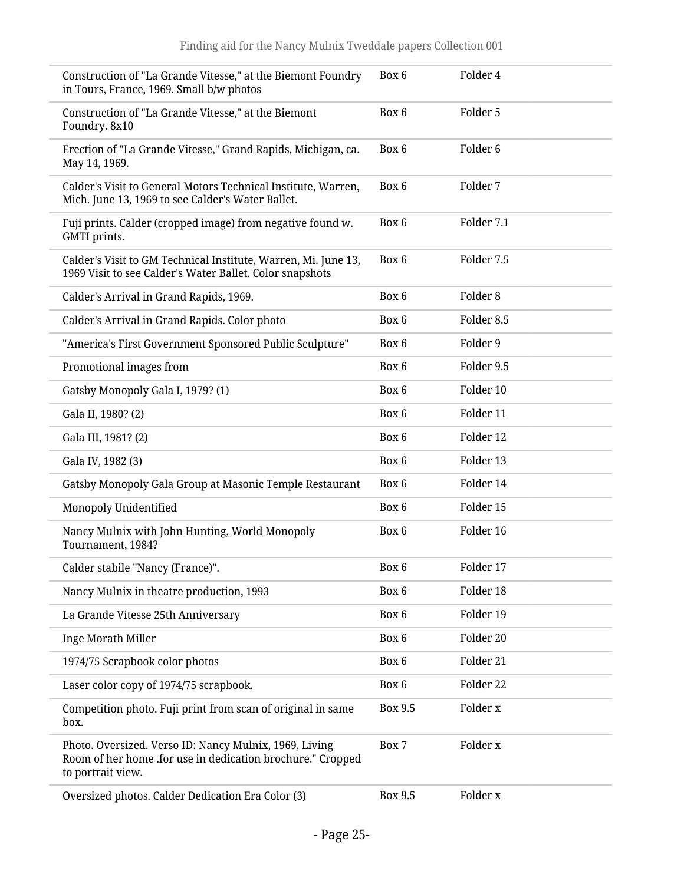| | | |
|---|---|---|
| Construction of "La Grande Vitesse," at the Biemont Foundry in Tours, France, 1969. Small b/w photos | Box 6 | Folder 4 |
| Construction of "La Grande Vitesse," at the Biemont Foundry. 8x10 | Box 6 | Folder 5 |
| Erection of "La Grande Vitesse," Grand Rapids, Michigan, ca. May 14, 1969. | Box 6 | Folder 6 |
| Calder's Visit to General Motors Technical Institute, Warren, Mich. June 13, 1969 to see Calder's Water Ballet. | Box 6 | Folder 7 |
| Fuji prints. Calder (cropped image) from negative found w. GMTI prints. | Box 6 | Folder 7.1 |
| Calder's Visit to GM Technical Institute, Warren, Mi. June 13, 1969 Visit to see Calder's Water Ballet. Color snapshots | Box 6 | Folder 7.5 |
| Calder's Arrival in Grand Rapids, 1969. | Box 6 | Folder 8 |
| Calder's Arrival in Grand Rapids. Color photo | Box 6 | Folder 8.5 |
| "America's First Government Sponsored Public Sculpture" | Box 6 | Folder 9 |
| Promotional images from | Box 6 | Folder 9.5 |
| Gatsby Monopoly Gala I, 1979? (1) | Box 6 | Folder 10 |
| Gala II, 1980? (2) | Box 6 | Folder 11 |
| Gala III, 1981? (2) | Box 6 | Folder 12 |
| Gala IV, 1982 (3) | Box 6 | Folder 13 |
| Gatsby Monopoly Gala Group at Masonic Temple Restaurant | Box 6 | Folder 14 |
| Monopoly Unidentified | Box 6 | Folder 15 |
| Nancy Mulnix with John Hunting, World Monopoly Tournament, 1984? | Box 6 | Folder 16 |
| Calder stabile "Nancy (France)". | Box 6 | Folder 17 |
| Nancy Mulnix in theatre production, 1993 | Box 6 | Folder 18 |
| La Grande Vitesse 25th Anniversary | Box 6 | Folder 19 |
| Inge Morath Miller | Box 6 | Folder 20 |
| 1974/75 Scrapbook color photos | Box 6 | Folder 21 |
| Laser color copy of 1974/75 scrapbook. | Box 6 | Folder 22 |
| Competition photo. Fuji print from scan of original in same box. | Box 9.5 | Folder x |
| Photo. Oversized. Verso ID: Nancy Mulnix, 1969, Living Room of her home .for use in dedication brochure." Cropped to portrait view. | Box 7 | Folder x |
| Oversized photos. Calder Dedication Era Color (3) | Box 9.5 | Folder x |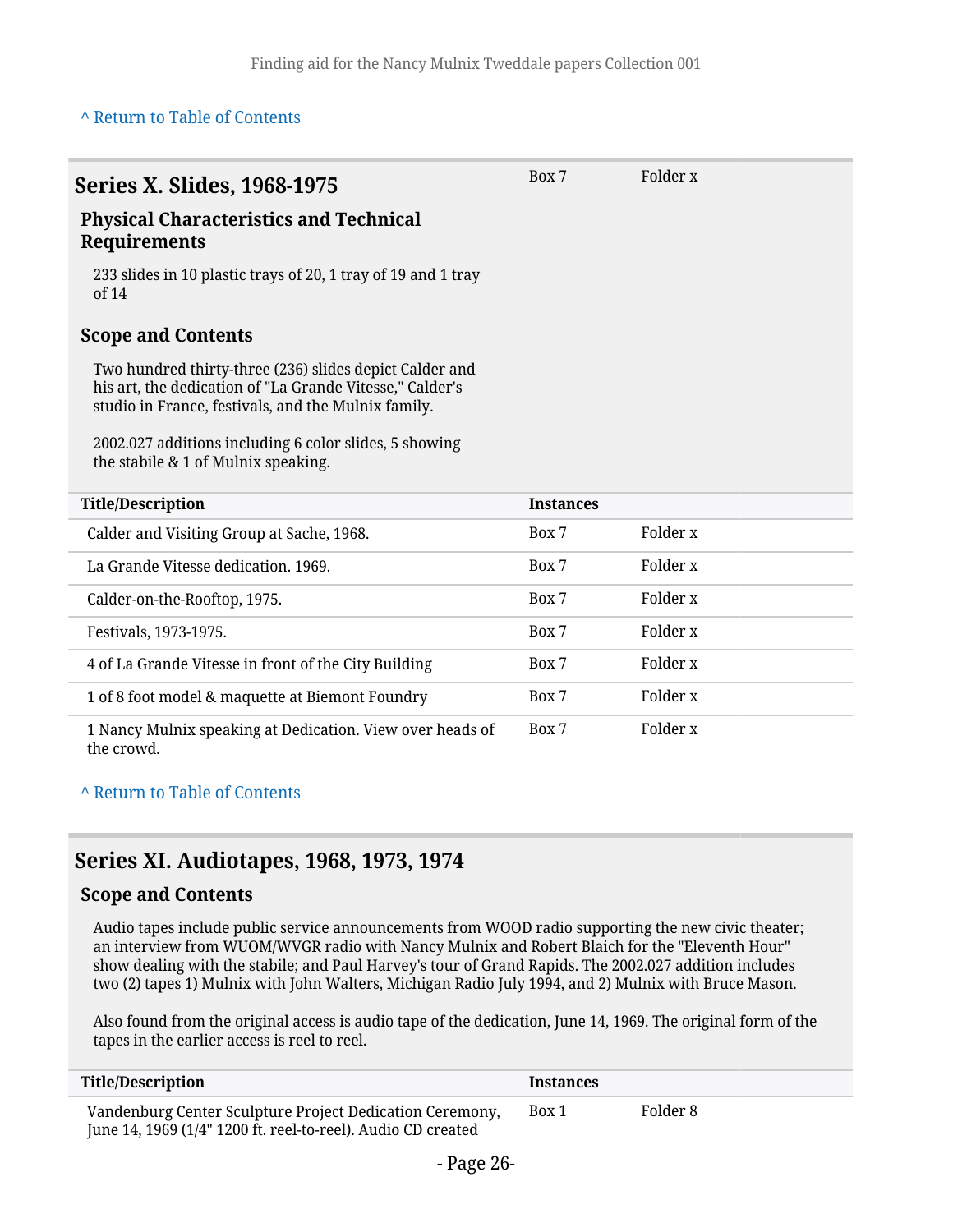[^ Return to Table of Contents]

## Series X. Slides, 1968-1975

Box 7 Folder x

### Physical Characteristics and Technical Requirements

233 slides in 10 plastic trays of 20, 1 tray of 19 and 1 tray of 14

### Scope and Contents

Two hundred thirty-three (236) slides depict Calder and his art, the dedication of "La Grande Vitesse," Calder's studio in France, festivals, and the Mulnix family.

2002.027 additions including 6 color slides, 5 showing the stabile & 1 of Mulnix speaking.

| Title/Description | Instances | |
|---|---|---|
| Calder and Visiting Group at Sache, 1968. | Box 7 | Folder x |
| La Grande Vitesse dedication. 1969. | Box 7 | Folder x |
| Calder-on-the-Rooftop, 1975. | Box 7 | Folder x |
| Festivals, 1973-1975. | Box 7 | Folder x |
| 4 of La Grande Vitesse in front of the City Building | Box 7 | Folder x |
| 1 of 8 foot model & maquette at Biemont Foundry | Box 7 | Folder x |
| 1 Nancy Mulnix speaking at Dedication. View over heads of the crowd. | Box 7 | Folder x |

[^ Return to Table of Contents]

## Series XI. Audiotapes, 1968, 1973, 1974

### Scope and Contents

Audio tapes include public service announcements from WOOD radio supporting the new civic theater; an interview from WUOM/WVGR radio with Nancy Mulnix and Robert Blaich for the "Eleventh Hour" show dealing with the stabile; and Paul Harvey's tour of Grand Rapids. The 2002.027 addition includes two (2) tapes 1) Mulnix with John Walters, Michigan Radio July 1994, and 2) Mulnix with Bruce Mason.

Also found from the original access is audio tape of the dedication, June 14, 1969. The original form of the tapes in the earlier access is reel to reel.

| Title/Description | Instances | |
|---|---|---|
| Vandenburg Center Sculpture Project Dedication Ceremony, June 14, 1969 (1/4" 1200 ft. reel-to-reel). Audio CD created | Box 1 | Folder 8 |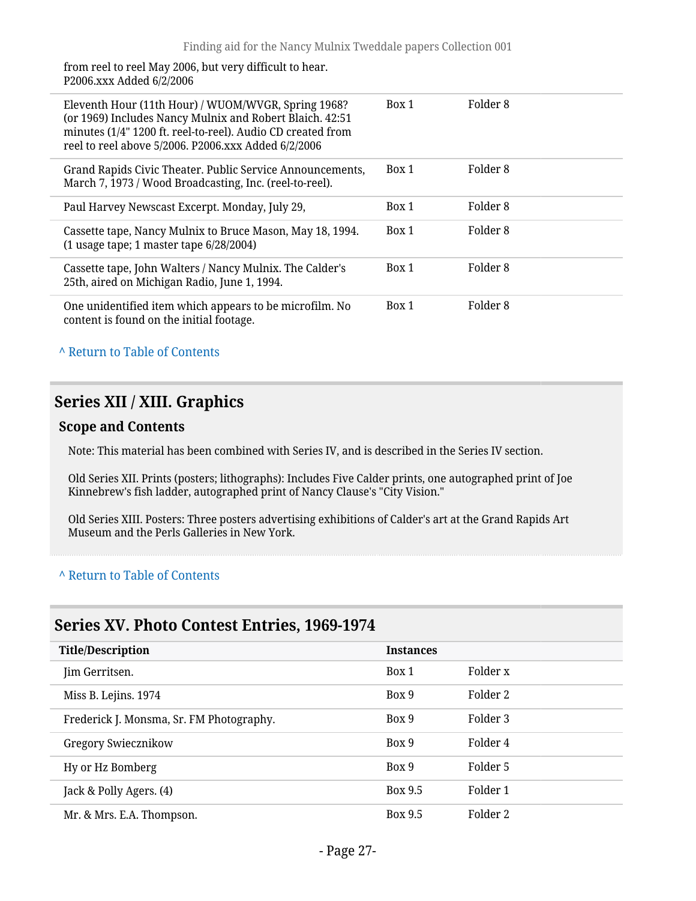| | | |
|---|---|---|
| from reel to reel May 2006, but very difficult to hear. P2006.xxx Added 6/2/2006 | | |
| Eleventh Hour (11th Hour) / WUOM/WVGR, Spring 1968? (or 1969) Includes Nancy Mulnix and Robert Blaich. 42:51 minutes (1/4" 1200 ft. reel-to-reel). Audio CD created from reel to reel above 5/2006. P2006.xxx Added 6/2/2006 | Box 1 | Folder 8 |
| Grand Rapids Civic Theater. Public Service Announcements, March 7, 1973 / Wood Broadcasting, Inc. (reel-to-reel). | Box 1 | Folder 8 |
| Paul Harvey Newscast Excerpt. Monday, July 29, | Box 1 | Folder 8 |
| Cassette tape, Nancy Mulnix to Bruce Mason, May 18, 1994. (1 usage tape; 1 master tape 6/28/2004) | Box 1 | Folder 8 |
| Cassette tape, John Walters / Nancy Mulnix. The Calder's 25th, aired on Michigan Radio, June 1, 1994. | Box 1 | Folder 8 |
| One unidentified item which appears to be microfilm. No content is found on the initial footage. | Box 1 | Folder 8 |

^ Return to Table of Contents

## Series XII / XIII. Graphics

### Scope and Contents

Note: This material has been combined with Series IV, and is described in the Series IV section.

Old Series XII. Prints (posters; lithographs): Includes Five Calder prints, one autographed print of Joe Kinnebrew's fish ladder, autographed print of Nancy Clause's "City Vision."

Old Series XIII. Posters: Three posters advertising exhibitions of Calder's art at the Grand Rapids Art Museum and the Perls Galleries in New York.

^ Return to Table of Contents

## Series XV. Photo Contest Entries, 1969-1974

| Title/Description | Instances | |
|---|---|---|
| Jim Gerritsen. | Box 1 | Folder x |
| Miss B. Lejins. 1974 | Box 9 | Folder 2 |
| Frederick J. Monsma, Sr. FM Photography. | Box 9 | Folder 3 |
| Gregory Swiecznikow | Box 9 | Folder 4 |
| Hy or Hz Bomberg | Box 9 | Folder 5 |
| Jack & Polly Agers. (4) | Box 9.5 | Folder 1 |
| Mr. & Mrs. E.A. Thompson. | Box 9.5 | Folder 2 |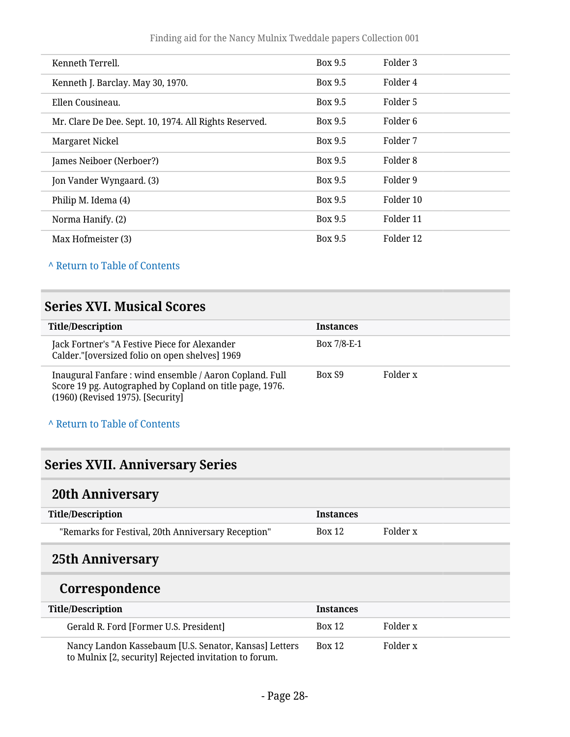| | | |
|---|---|---|
| Kenneth Terrell. | Box 9.5 | Folder 3 |
| Kenneth J. Barclay. May 30, 1970. | Box 9.5 | Folder 4 |
| Ellen Cousineau. | Box 9.5 | Folder 5 |
| Mr. Clare De Dee. Sept. 10, 1974. All Rights Reserved. | Box 9.5 | Folder 6 |
| Margaret Nickel | Box 9.5 | Folder 7 |
| James Neiboer (Nerboer?) | Box 9.5 | Folder 8 |
| Jon Vander Wyngaard. (3) | Box 9.5 | Folder 9 |
| Philip M. Idema (4) | Box 9.5 | Folder 10 |
| Norma Hanify. (2) | Box 9.5 | Folder 11 |
| Max Hofmeister (3) | Box 9.5 | Folder 12 |

^ Return to Table of Contents

## Series XVI. Musical Scores

| Title/Description | Instances | |
|---|---|---|
| Jack Fortner's "A Festive Piece for Alexander Calder."[oversized folio on open shelves] 1969 | Box 7/8-E-1 | |
| Inaugural Fanfare : wind ensemble / Aaron Copland. Full Score 19 pg. Autographed by Copland on title page, 1976. (1960) (Revised 1975). [Security] | Box S9 | Folder x |

^ Return to Table of Contents

## Series XVII. Anniversary Series

### 20th Anniversary

| Title/Description | Instances | |
|---|---|---|
| "Remarks for Festival, 20th Anniversary Reception" | Box 12 | Folder x |

### 25th Anniversary

#### Correspondence

| Title/Description | Instances | |
|---|---|---|
| Gerald R. Ford [Former U.S. President] | Box 12 | Folder x |
| Nancy Landon Kassebaum [U.S. Senator, Kansas] Letters to Mulnix [2, security] Rejected invitation to forum. | Box 12 | Folder x |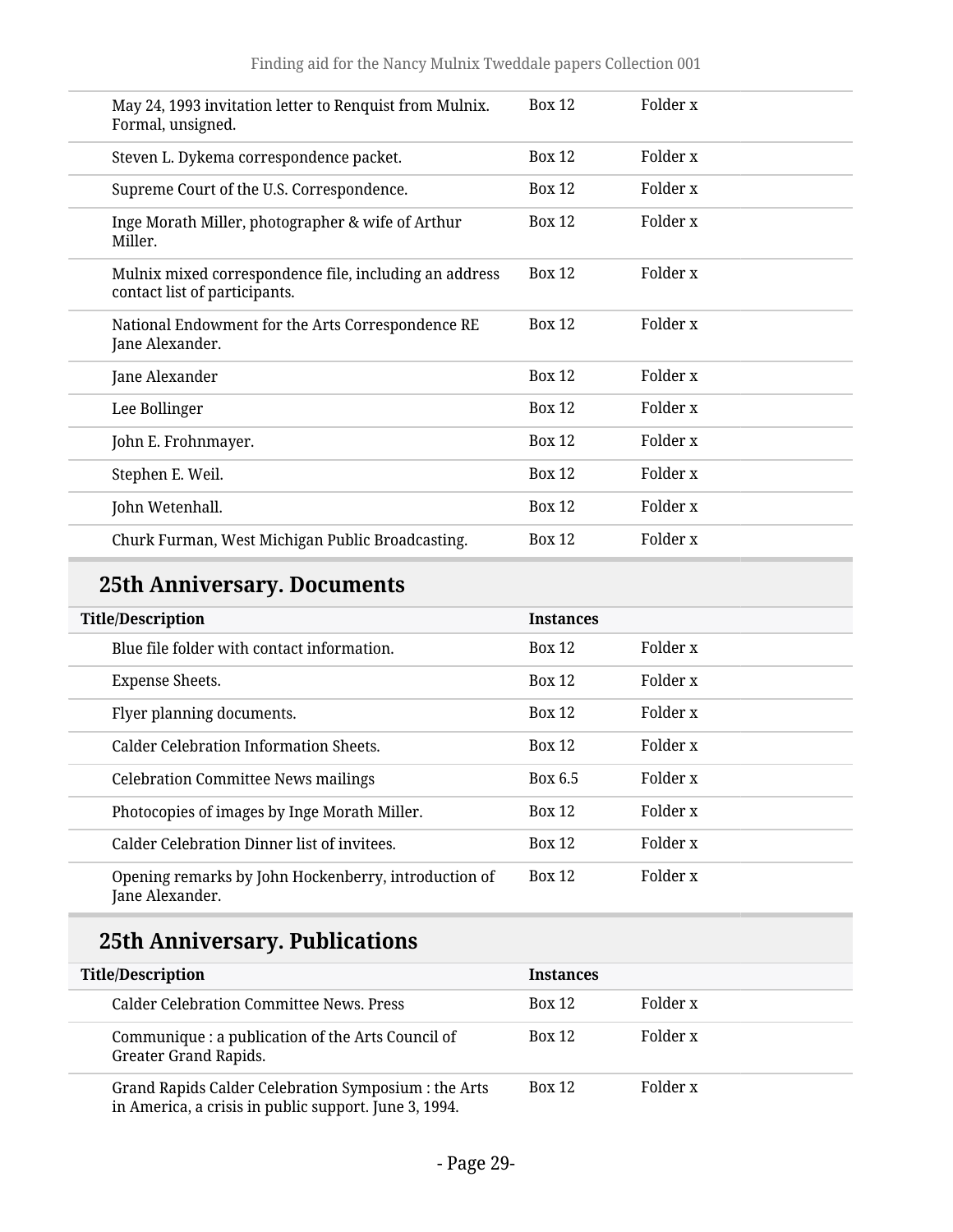| Title/Description | Instances | |
|---|---|---|
| May 24, 1993 invitation letter to Renquist from Mulnix. Formal, unsigned. | Box 12 | Folder x |
| Steven L. Dykema correspondence packet. | Box 12 | Folder x |
| Supreme Court of the U.S. Correspondence. | Box 12 | Folder x |
| Inge Morath Miller, photographer & wife of Arthur Miller. | Box 12 | Folder x |
| Mulnix mixed correspondence file, including an address contact list of participants. | Box 12 | Folder x |
| National Endowment for the Arts Correspondence RE Jane Alexander. | Box 12 | Folder x |
| Jane Alexander | Box 12 | Folder x |
| Lee Bollinger | Box 12 | Folder x |
| John E. Frohnmayer. | Box 12 | Folder x |
| Stephen E. Weil. | Box 12 | Folder x |
| John Wetenhall. | Box 12 | Folder x |
| Churk Furman, West Michigan Public Broadcasting. | Box 12 | Folder x |

## 25th Anniversary. Documents

| Title/Description | Instances | |
|---|---|---|
| Blue file folder with contact information. | Box 12 | Folder x |
| Expense Sheets. | Box 12 | Folder x |
| Flyer planning documents. | Box 12 | Folder x |
| Calder Celebration Information Sheets. | Box 12 | Folder x |
| Celebration Committee News mailings | Box 6.5 | Folder x |
| Photocopies of images by Inge Morath Miller. | Box 12 | Folder x |
| Calder Celebration Dinner list of invitees. | Box 12 | Folder x |
| Opening remarks by John Hockenberry, introduction of Jane Alexander. | Box 12 | Folder x |

## 25th Anniversary. Publications

| Title/Description | Instances | |
|---|---|---|
| Calder Celebration Committee News. Press | Box 12 | Folder x |
| Communique : a publication of the Arts Council of Greater Grand Rapids. | Box 12 | Folder x |
| Grand Rapids Calder Celebration Symposium : the Arts in America, a crisis in public support. June 3, 1994. | Box 12 | Folder x |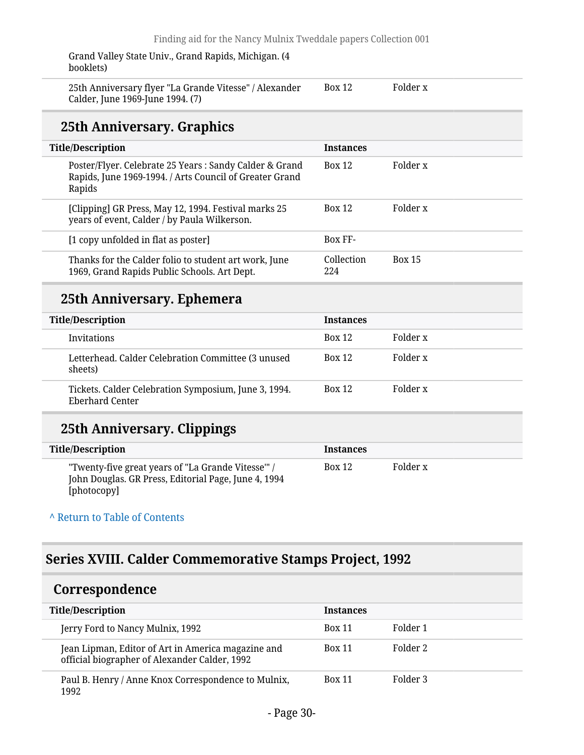| Title/Description | Instances | |
|---|---|---|
| Grand Valley State Univ., Grand Rapids, Michigan. (4 booklets) | | |
| 25th Anniversary flyer "La Grande Vitesse" / Alexander Calder, June 1969-June 1994. (7) | Box 12 | Folder x |

### 25th Anniversary. Graphics

| Title/Description | Instances | |
|---|---|---|
| Poster/Flyer. Celebrate 25 Years : Sandy Calder & Grand Rapids, June 1969-1994. / Arts Council of Greater Grand Rapids | Box 12 | Folder x |
| [Clipping] GR Press, May 12, 1994. Festival marks 25 years of event, Calder / by Paula Wilkerson. | Box 12 | Folder x |
| [1 copy unfolded in flat as poster] | Box FF- | |
| Thanks for the Calder folio to student art work, June 1969, Grand Rapids Public Schools. Art Dept. | Collection 224 | Box 15 |

### 25th Anniversary. Ephemera

| Title/Description | Instances | |
|---|---|---|
| Invitations | Box 12 | Folder x |
| Letterhead. Calder Celebration Committee (3 unused sheets) | Box 12 | Folder x |
| Tickets. Calder Celebration Symposium, June 3, 1994. Eberhard Center | Box 12 | Folder x |

### 25th Anniversary. Clippings

| Title/Description | Instances | |
|---|---|---|
| "Twenty-five great years of "La Grande Vitesse"' / John Douglas. GR Press, Editorial Page, June 4, 1994 [photocopy] | Box 12 | Folder x |

^ Return to Table of Contents

## Series XVIII. Calder Commemorative Stamps Project, 1992

### Correspondence

| Title/Description | Instances | |
|---|---|---|
| Jerry Ford to Nancy Mulnix, 1992 | Box 11 | Folder 1 |
| Jean Lipman, Editor of Art in America magazine and official biographer of Alexander Calder, 1992 | Box 11 | Folder 2 |
| Paul B. Henry / Anne Knox Correspondence to Mulnix, 1992 | Box 11 | Folder 3 |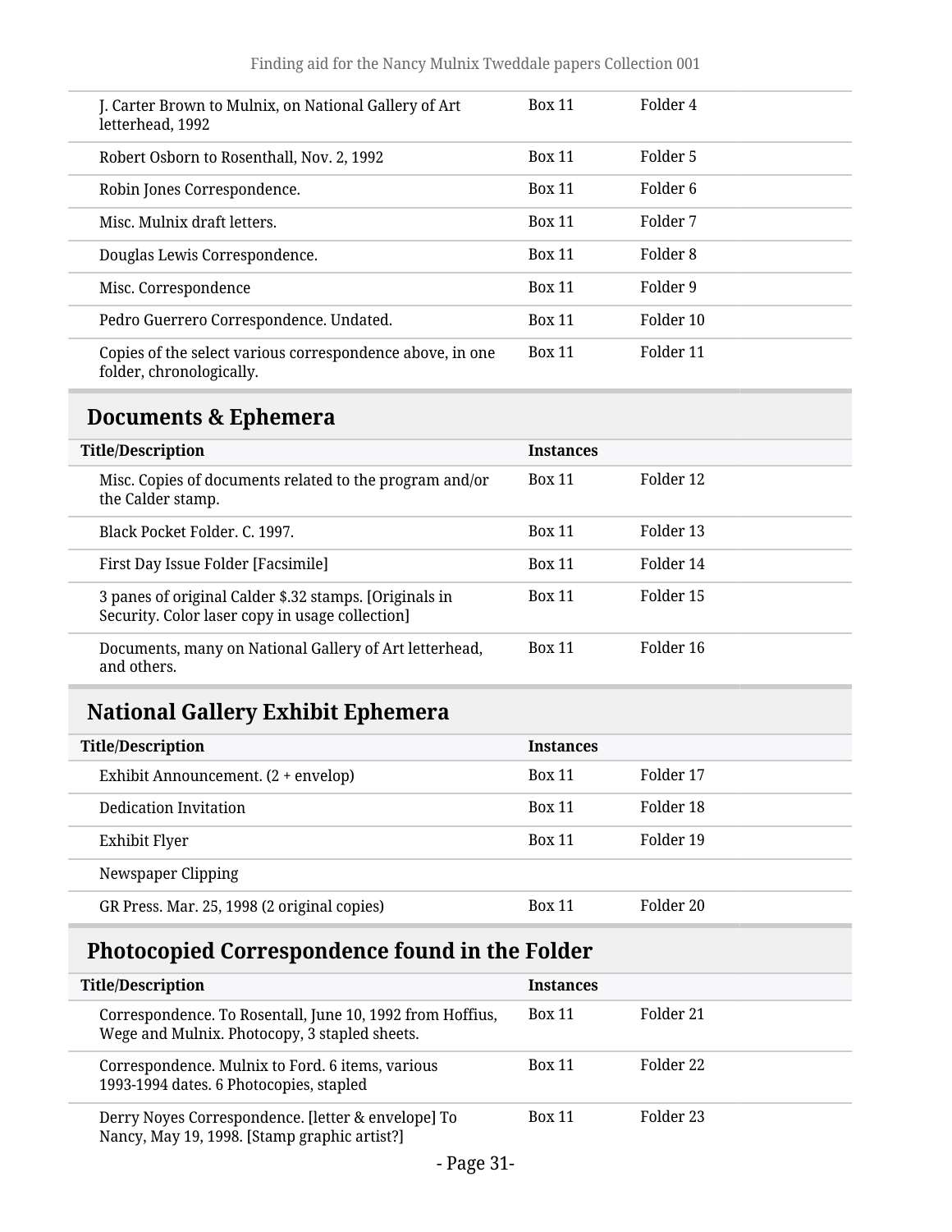| Title/Description | Instances | |
|---|---|---|
| J. Carter Brown to Mulnix, on National Gallery of Art letterhead, 1992 | Box 11 | Folder 4 |
| Robert Osborn to Rosenthall, Nov. 2, 1992 | Box 11 | Folder 5 |
| Robin Jones Correspondence. | Box 11 | Folder 6 |
| Misc. Mulnix draft letters. | Box 11 | Folder 7 |
| Douglas Lewis Correspondence. | Box 11 | Folder 8 |
| Misc. Correspondence | Box 11 | Folder 9 |
| Pedro Guerrero Correspondence. Undated. | Box 11 | Folder 10 |
| Copies of the select various correspondence above, in one folder, chronologically. | Box 11 | Folder 11 |

## Documents & Ephemera

| Title/Description | Instances | |
|---|---|---|
| Misc. Copies of documents related to the program and/or the Calder stamp. | Box 11 | Folder 12 |
| Black Pocket Folder. C. 1997. | Box 11 | Folder 13 |
| First Day Issue Folder [Facsimile] | Box 11 | Folder 14 |
| 3 panes of original Calder $.32 stamps. [Originals in Security. Color laser copy in usage collection] | Box 11 | Folder 15 |
| Documents, many on National Gallery of Art letterhead, and others. | Box 11 | Folder 16 |

## National Gallery Exhibit Ephemera

| Title/Description | Instances | |
|---|---|---|
| Exhibit Announcement. (2 + envelop) | Box 11 | Folder 17 |
| Dedication Invitation | Box 11 | Folder 18 |
| Exhibit Flyer | Box 11 | Folder 19 |
| Newspaper Clipping | | |
| GR Press. Mar. 25, 1998 (2 original copies) | Box 11 | Folder 20 |

## Photocopied Correspondence found in the Folder

| Title/Description | Instances | |
|---|---|---|
| Correspondence. To Rosentall, June 10, 1992 from Hoffius, Wege and Mulnix. Photocopy, 3 stapled sheets. | Box 11 | Folder 21 |
| Correspondence. Mulnix to Ford. 6 items, various 1993-1994 dates. 6 Photocopies, stapled | Box 11 | Folder 22 |
| Derry Noyes Correspondence. [letter & envelope] To Nancy, May 19, 1998. [Stamp graphic artist?] | Box 11 | Folder 23 |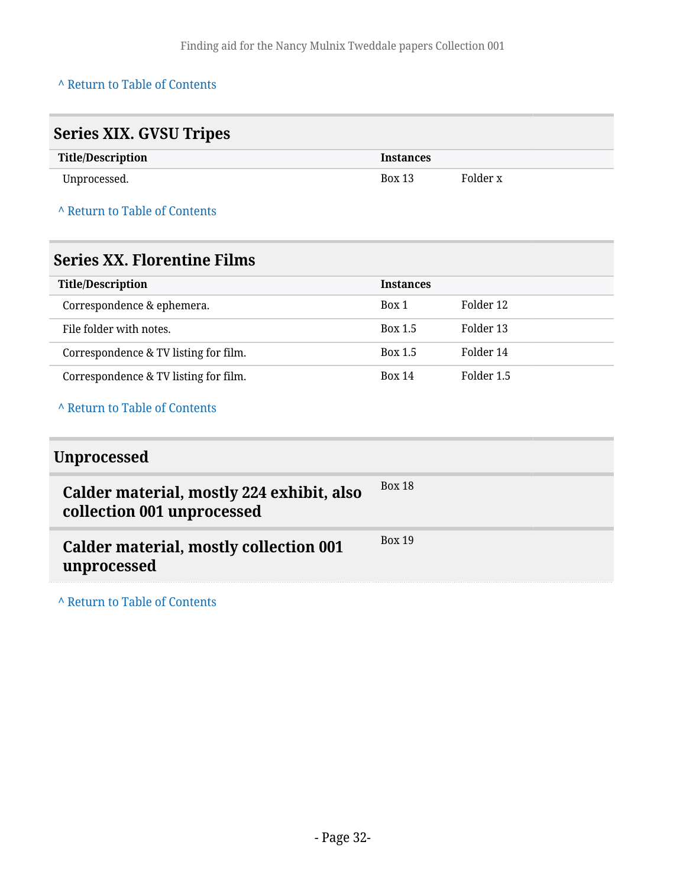[^ Return to Table of Contents]

## Series XIX. GVSU Tripes

| Title/Description | Instances | |
|---|---|---|
| Unprocessed. | Box 13 | Folder x |

[^ Return to Table of Contents]

## Series XX. Florentine Films

| Title/Description | Instances | |
|---|---|---|
| Correspondence & ephemera. | Box 1 | Folder 12 |
| File folder with notes. | Box 1.5 | Folder 13 |
| Correspondence & TV listing for film. | Box 1.5 | Folder 14 |
| Correspondence & TV listing for film. | Box 14 | Folder 1.5 |

[^ Return to Table of Contents]

## Unprocessed

| | |
|---|---|
| **Calder material, mostly 224 exhibit, also collection 001 unprocessed** | Box 18 |
| **Calder material, mostly collection 001 unprocessed** | Box 19 |

[^ Return to Table of Contents]